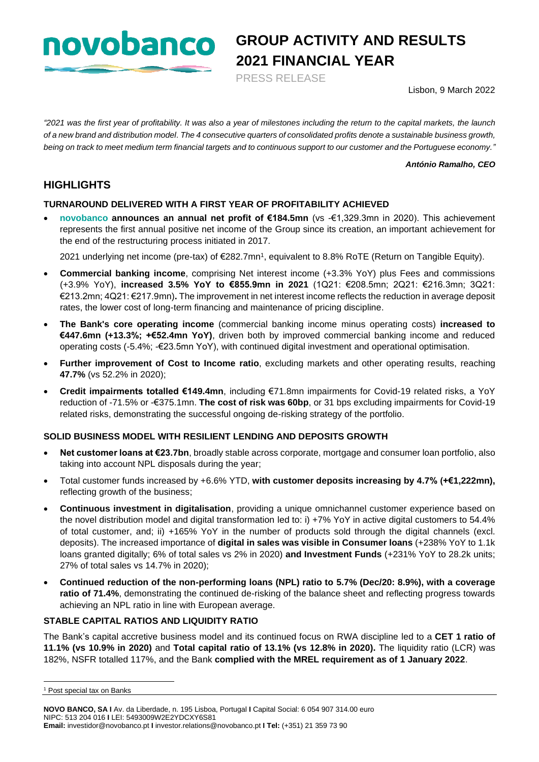novobanco

# GROUP ACTIVITY AND RESULTS 2021 FINANCIAL YEAR

PRESS RELEASE

Lisbon, 9 March 2022

*"2021 was the first year of profitability. It was also a year of milestones including the return to the capital markets, the launch of a new brand and distribution model. The 4 consecutive quarters of consolidated profits denote a sustainable business growth, being on track to meet medium term financial targets and to continuous support to our customer and the Portuguese economy."*

***António Ramalho, CEO***

## HIGHLIGHTS

### TURNAROUND DELIVERED WITH A FIRST YEAR OF PROFITABILITY ACHIEVED

- **novobanco announces an annual net profit of €184.5mn** (vs -€1,329.3mn in 2020). This achievement represents the first annual positive net income of the Group since its creation, an important achievement for the end of the restructuring process initiated in 2017.

  2021 underlying net income (pre-tax) of €282.7mn[1], equivalent to 8.8% RoTE (Return on Tangible Equity).

- **Commercial banking income**, comprising Net interest income (+3.3% YoY) plus Fees and commissions (+3.9% YoY), **increased 3.5% YoY to €855.9mn in 2021** (1Q21: €208.5mn; 2Q21: €216.3mn; 3Q21: €213.2mn; 4Q21: €217.9mn)**.** The improvement in net interest income reflects the reduction in average deposit rates, the lower cost of long-term financing and maintenance of pricing discipline.
- **The Bank's core operating income** (commercial banking income minus operating costs) **increased to €447.6mn (+13.3%; +€52.4mn YoY)**, driven both by improved commercial banking income and reduced operating costs (-5.4%; -€23.5mn YoY), with continued digital investment and operational optimisation.
- **Further improvement of Cost to Income ratio**, excluding markets and other operating results, reaching **47.7%** (vs 52.2% in 2020);
- **Credit impairments totalled €149.4mn**, including €71.8mn impairments for Covid-19 related risks, a YoY reduction of -71.5% or -€375.1mn. **The cost of risk was 60bp**, or 31 bps excluding impairments for Covid-19 related risks, demonstrating the successful ongoing de-risking strategy of the portfolio.

### SOLID BUSINESS MODEL WITH RESILIENT LENDING AND DEPOSITS GROWTH

- **Net customer loans at €23.7bn**, broadly stable across corporate, mortgage and consumer loan portfolio, also taking into account NPL disposals during the year;
- Total customer funds increased by +6.6% YTD, **with customer deposits increasing by 4.7% (+€1,222mn),** reflecting growth of the business;
- **Continuous investment in digitalisation**, providing a unique omnichannel customer experience based on the novel distribution model and digital transformation led to: i) +7% YoY in active digital customers to 54.4% of total customer, and; ii) +165% YoY in the number of products sold through the digital channels (excl. deposits). The increased importance of **digital in sales was visible in Consumer loans** (+238% YoY to 1.1k loans granted digitally; 6% of total sales vs 2% in 2020) **and Investment Funds** (+231% YoY to 28.2k units; 27% of total sales vs 14.7% in 2020);
- **Continued reduction of the non-performing loans (NPL) ratio to 5.7% (Dec/20: 8.9%), with a coverage ratio of 71.4%**, demonstrating the continued de-risking of the balance sheet and reflecting progress towards achieving an NPL ratio in line with European average.

### STABLE CAPITAL RATIOS AND LIQUIDITY RATIO

The Bank's capital accretive business model and its continued focus on RWA discipline led to a **CET 1 ratio of 11.1% (vs 10.9% in 2020)** and **Total capital ratio of 13.1% (vs 12.8% in 2020).** The liquidity ratio (LCR) was 182%, NSFR totalled 117%, and the Bank **complied with the MREL requirement as of 1 January 2022**.

[1] Post special tax on Banks

**NOVO BANCO, SA I** Av. da Liberdade, n. 195 Lisboa, Portugal **I** Capital Social: 6 054 907 314.00 euro
NIPC: 513 204 016 **I** LEI: 5493009W2E2YDCXY6S81
**Email:** investidor@novobanco.pt **I** investor.relations@novobanco.pt **I Tel:** (+351) 21 359 73 90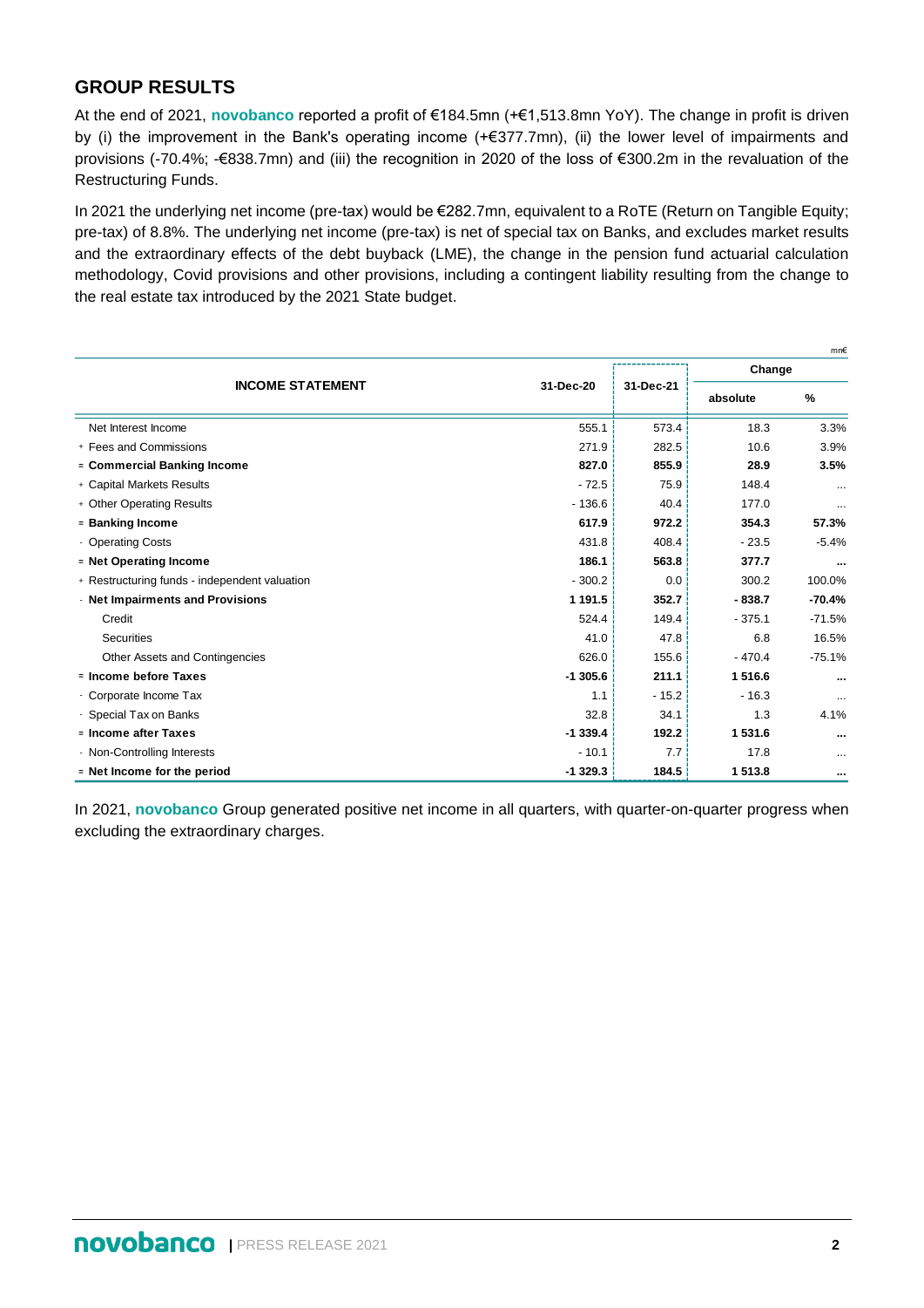## GROUP RESULTS

At the end of 2021, **novobanco** reported a profit of €184.5mn (+€1,513.8mn YoY). The change in profit is driven by (i) the improvement in the Bank's operating income (+€377.7mn), (ii) the lower level of impairments and provisions (-70.4%; -€838.7mn) and (iii) the recognition in 2020 of the loss of €300.2m in the revaluation of the Restructuring Funds.

In 2021 the underlying net income (pre-tax) would be €282.7mn, equivalent to a RoTE (Return on Tangible Equity; pre-tax) of 8.8%. The underlying net income (pre-tax) is net of special tax on Banks, and excludes market results and the extraordinary effects of the debt buyback (LME), the change in the pension fund actuarial calculation methodology, Covid provisions and other provisions, including a contingent liability resulting from the change to the real estate tax introduced by the 2021 State budget.

mn€

| INCOME STATEMENT | 31-Dec-20 | 31-Dec-21 | Change | |
|---|---|---|---|---|
| | | | absolute | % |
| Net Interest Income | 555.1 | 573.4 | 18.3 | 3.3% |
| + Fees and Commissions | 271.9 | 282.5 | 10.6 | 3.9% |
| = **Commercial Banking Income** | **827.0** | **855.9** | **28.9** | **3.5%** |
| + Capital Markets Results | - 72.5 | 75.9 | 148.4 | ... |
| + Other Operating Results | - 136.6 | 40.4 | 177.0 | ... |
| = **Banking Income** | **617.9** | **972.2** | **354.3** | **57.3%** |
| - Operating Costs | 431.8 | 408.4 | - 23.5 | -5.4% |
| = **Net Operating Income** | **186.1** | **563.8** | **377.7** | **...** |
| + Restructuring funds - independent valuation | - 300.2 | 0.0 | 300.2 | 100.0% |
| - **Net Impairments and Provisions** | **1 191.5** | **352.7** | **- 838.7** | **-70.4%** |
| Credit | 524.4 | 149.4 | - 375.1 | -71.5% |
| Securities | 41.0 | 47.8 | 6.8 | 16.5% |
| Other Assets and Contingencies | 626.0 | 155.6 | - 470.4 | -75.1% |
| = **Income before Taxes** | **-1 305.6** | **211.1** | **1 516.6** | **...** |
| - Corporate Income Tax | 1.1 | - 15.2 | - 16.3 | ... |
| - Special Tax on Banks | 32.8 | 34.1 | 1.3 | 4.1% |
| = **Income after Taxes** | **-1 339.4** | **192.2** | **1 531.6** | **...** |
| - Non-Controlling Interests | - 10.1 | 7.7 | 17.8 | ... |
| = **Net Income for the period** | **-1 329.3** | **184.5** | **1 513.8** | **...** |

In 2021, **novobanco** Group generated positive net income in all quarters, with quarter-on-quarter progress when excluding the extraordinary charges.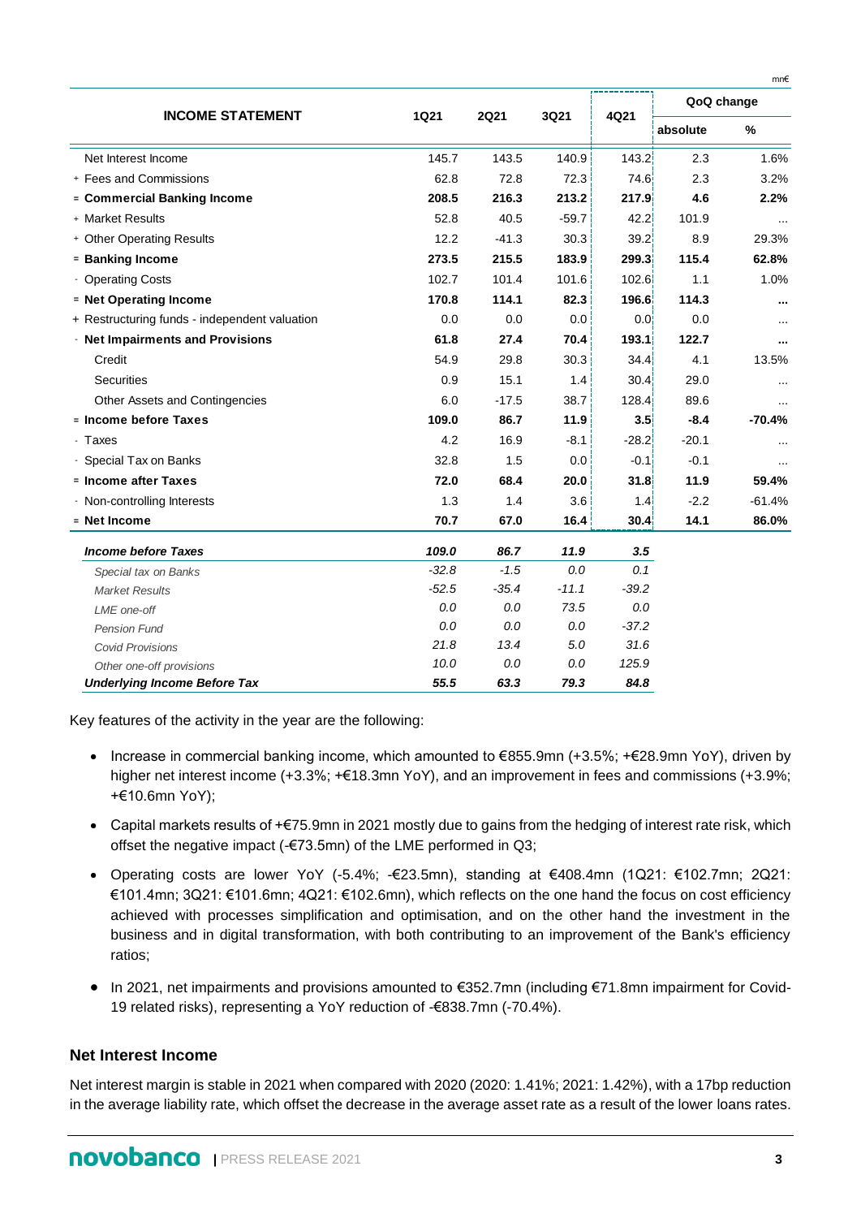mn€

| INCOME STATEMENT | 1Q21 | 2Q21 | 3Q21 | 4Q21 | QoQ change | |
|---|---|---|---|---|---|---|
| | | | | | absolute | % |
| Net Interest Income | 145.7 | 143.5 | 140.9 | 143.2 | 2.3 | 1.6% |
| + Fees and Commissions | 62.8 | 72.8 | 72.3 | 74.6 | 2.3 | 3.2% |
| = **Commercial Banking Income** | **208.5** | **216.3** | **213.2** | **217.9** | **4.6** | **2.2%** |
| + Market Results | 52.8 | 40.5 | -59.7 | 42.2 | 101.9 | ... |
| + Other Operating Results | 12.2 | -41.3 | 30.3 | 39.2 | 8.9 | 29.3% |
| = **Banking Income** | **273.5** | **215.5** | **183.9** | **299.3** | **115.4** | **62.8%** |
| - Operating Costs | 102.7 | 101.4 | 101.6 | 102.6 | 1.1 | 1.0% |
| = **Net Operating Income** | **170.8** | **114.1** | **82.3** | **196.6** | **114.3** | **...** |
| + Restructuring funds - independent valuation | 0.0 | 0.0 | 0.0 | 0.0 | 0.0 | ... |
| - **Net Impairments and Provisions** | **61.8** | **27.4** | **70.4** | **193.1** | **122.7** | **...** |
| Credit | 54.9 | 29.8 | 30.3 | 34.4 | 4.1 | 13.5% |
| Securities | 0.9 | 15.1 | 1.4 | 30.4 | 29.0 | ... |
| Other Assets and Contingencies | 6.0 | -17.5 | 38.7 | 128.4 | 89.6 | ... |
| = **Income before Taxes** | **109.0** | **86.7** | **11.9** | **3.5** | **-8.4** | **-70.4%** |
| - Taxes | 4.2 | 16.9 | -8.1 | -28.2 | -20.1 | ... |
| - Special Tax on Banks | 32.8 | 1.5 | 0.0 | -0.1 | -0.1 | ... |
| = **Income after Taxes** | **72.0** | **68.4** | **20.0** | **31.8** | **11.9** | **59.4%** |
| - Non-controlling Interests | 1.3 | 1.4 | 3.6 | 1.4 | -2.2 | -61.4% |
| = **Net Income** | **70.7** | **67.0** | **16.4** | **30.4** | **14.1** | **86.0%** |

| | 1Q21 | 2Q21 | 3Q21 | 4Q21 |
|---|---|---|---|---|
| ***Income before Taxes*** | ***109.0*** | ***86.7*** | ***11.9*** | ***3.5*** |
| *Special tax on Banks* | *-32.8* | *-1.5* | *0.0* | *0.1* |
| *Market Results* | *-52.5* | *-35.4* | *-11.1* | *-39.2* |
| *LME one-off* | *0.0* | *0.0* | *73.5* | *0.0* |
| *Pension Fund* | *0.0* | *0.0* | *0.0* | *-37.2* |
| *Covid Provisions* | *21.8* | *13.4* | *5.0* | *31.6* |
| *Other one-off provisions* | *10.0* | *0.0* | *0.0* | *125.9* |
| ***Underlying Income Before Tax*** | ***55.5*** | ***63.3*** | ***79.3*** | ***84.8*** |

Key features of the activity in the year are the following:

- Increase in commercial banking income, which amounted to €855.9mn (+3.5%; +€28.9mn YoY), driven by higher net interest income (+3.3%; +€18.3mn YoY), and an improvement in fees and commissions (+3.9%; +€10.6mn YoY);
- Capital markets results of +€75.9mn in 2021 mostly due to gains from the hedging of interest rate risk, which offset the negative impact (-€73.5mn) of the LME performed in Q3;
- Operating costs are lower YoY (-5.4%; -€23.5mn), standing at €408.4mn (1Q21: €102.7mn; 2Q21: €101.4mn; 3Q21: €101.6mn; 4Q21: €102.6mn), which reflects on the one hand the focus on cost efficiency achieved with processes simplification and optimisation, and on the other hand the investment in the business and in digital transformation, with both contributing to an improvement of the Bank's efficiency ratios;
- In 2021, net impairments and provisions amounted to €352.7mn (including €71.8mn impairment for Covid-19 related risks), representing a YoY reduction of -€838.7mn (-70.4%).

### Net Interest Income

Net interest margin is stable in 2021 when compared with 2020 (2020: 1.41%; 2021: 1.42%), with a 17bp reduction in the average liability rate, which offset the decrease in the average asset rate as a result of the lower loans rates.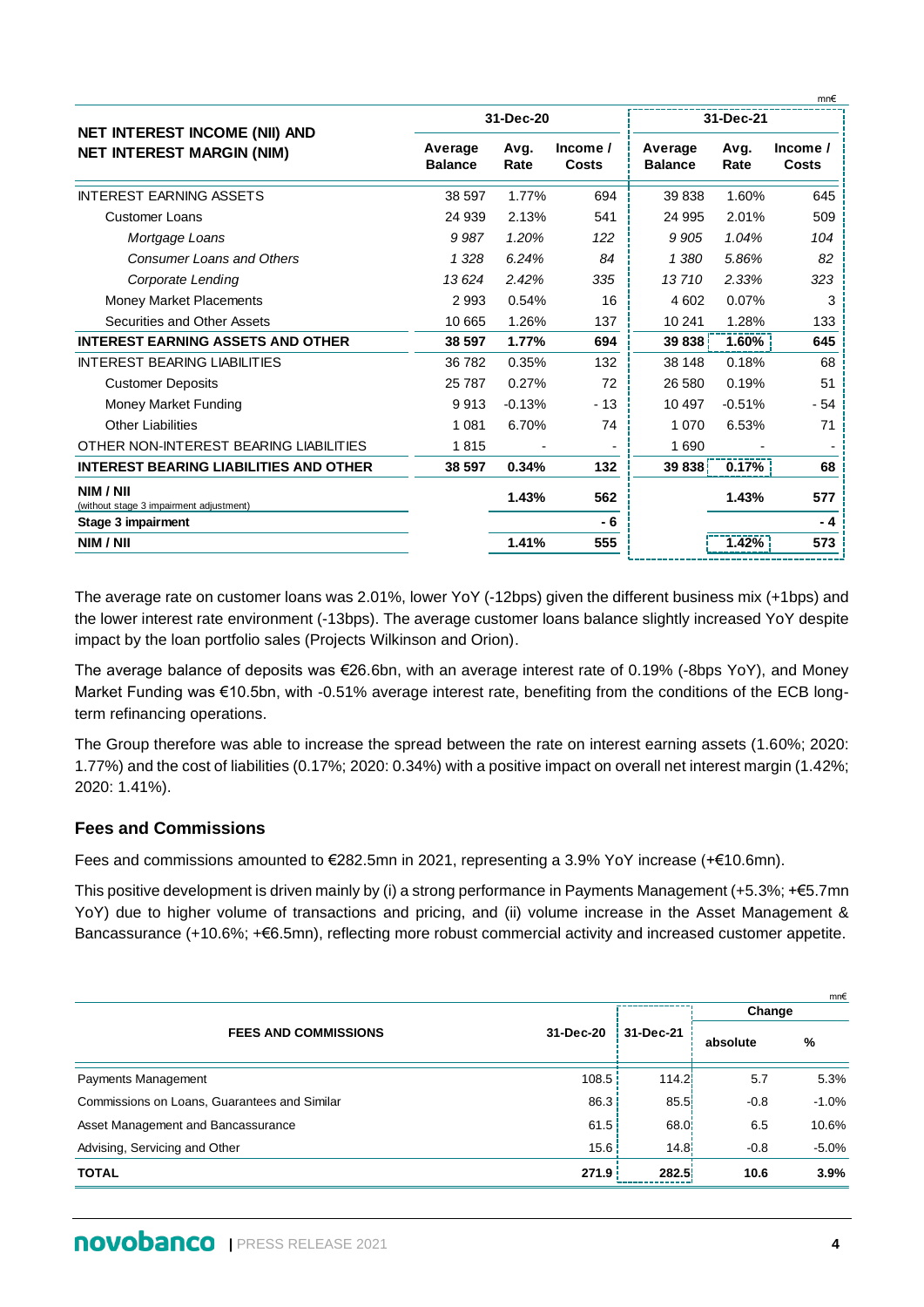mn€

| NET INTEREST INCOME (NII) AND NET INTEREST MARGIN (NIM) | 31-Dec-20 | | | 31-Dec-21 | | |
|---|---|---|---|---|---|---|
| | Average Balance | Avg. Rate | Income / Costs | Average Balance | Avg. Rate | Income / Costs |
| INTEREST EARNING ASSETS | 38 597 | 1.77% | 694 | 39 838 | 1.60% | 645 |
| Customer Loans | 24 939 | 2.13% | 541 | 24 995 | 2.01% | 509 |
| *Mortgage Loans* | *9 987* | *1.20%* | *122* | *9 905* | *1.04%* | *104* |
| *Consumer Loans and Others* | *1 328* | *6.24%* | *84* | *1 380* | *5.86%* | *82* |
| *Corporate Lending* | *13 624* | *2.42%* | *335* | *13 710* | *2.33%* | *323* |
| Money Market Placements | 2 993 | 0.54% | 16 | 4 602 | 0.07% | 3 |
| Securities and Other Assets | 10 665 | 1.26% | 137 | 10 241 | 1.28% | 133 |
| **INTEREST EARNING ASSETS AND OTHER** | **38 597** | **1.77%** | **694** | **39 838** | **1.60%** | **645** |
| INTEREST BEARING LIABILITIES | 36 782 | 0.35% | 132 | 38 148 | 0.18% | 68 |
| Customer Deposits | 25 787 | 0.27% | 72 | 26 580 | 0.19% | 51 |
| Money Market Funding | 9 913 | -0.13% | - 13 | 10 497 | -0.51% | - 54 |
| Other Liabilities | 1 081 | 6.70% | 74 | 1 070 | 6.53% | 71 |
| OTHER NON-INTEREST BEARING LIABILITIES | 1 815 | - | - | 1 690 | - | - |
| **INTEREST BEARING LIABILITIES AND OTHER** | **38 597** | **0.34%** | **132** | **39 838** | **0.17%** | **68** |
| **NIM / NII** (without stage 3 impairment adjustment) | | **1.43%** | **562** | | **1.43%** | **577** |
| **Stage 3 impairment** | | | **- 6** | | | **- 4** |
| **NIM / NII** | | **1.41%** | **555** | | **1.42%** | **573** |

The average rate on customer loans was 2.01%, lower YoY (-12bps) given the different business mix (+1bps) and the lower interest rate environment (-13bps). The average customer loans balance slightly increased YoY despite impact by the loan portfolio sales (Projects Wilkinson and Orion).

The average balance of deposits was €26.6bn, with an average interest rate of 0.19% (-8bps YoY), and Money Market Funding was €10.5bn, with -0.51% average interest rate, benefiting from the conditions of the ECB long-term refinancing operations.

The Group therefore was able to increase the spread between the rate on interest earning assets (1.60%; 2020: 1.77%) and the cost of liabilities (0.17%; 2020: 0.34%) with a positive impact on overall net interest margin (1.42%; 2020: 1.41%).

### Fees and Commissions

Fees and commissions amounted to €282.5mn in 2021, representing a 3.9% YoY increase (+€10.6mn).

This positive development is driven mainly by (i) a strong performance in Payments Management (+5.3%; +€5.7mn YoY) due to higher volume of transactions and pricing, and (ii) volume increase in the Asset Management & Bancassurance (+10.6%; +€6.5mn), reflecting more robust commercial activity and increased customer appetite.

mn€

| FEES AND COMMISSIONS | 31-Dec-20 | 31-Dec-21 | Change | |
|---|---|---|---|---|
| | | | absolute | % |
| Payments Management | 108.5 | 114.2 | 5.7 | 5.3% |
| Commissions on Loans, Guarantees and Similar | 86.3 | 85.5 | -0.8 | -1.0% |
| Asset Management and Bancassurance | 61.5 | 68.0 | 6.5 | 10.6% |
| Advising, Servicing and Other | 15.6 | 14.8 | -0.8 | -5.0% |
| **TOTAL** | **271.9** | **282.5** | **10.6** | **3.9%** |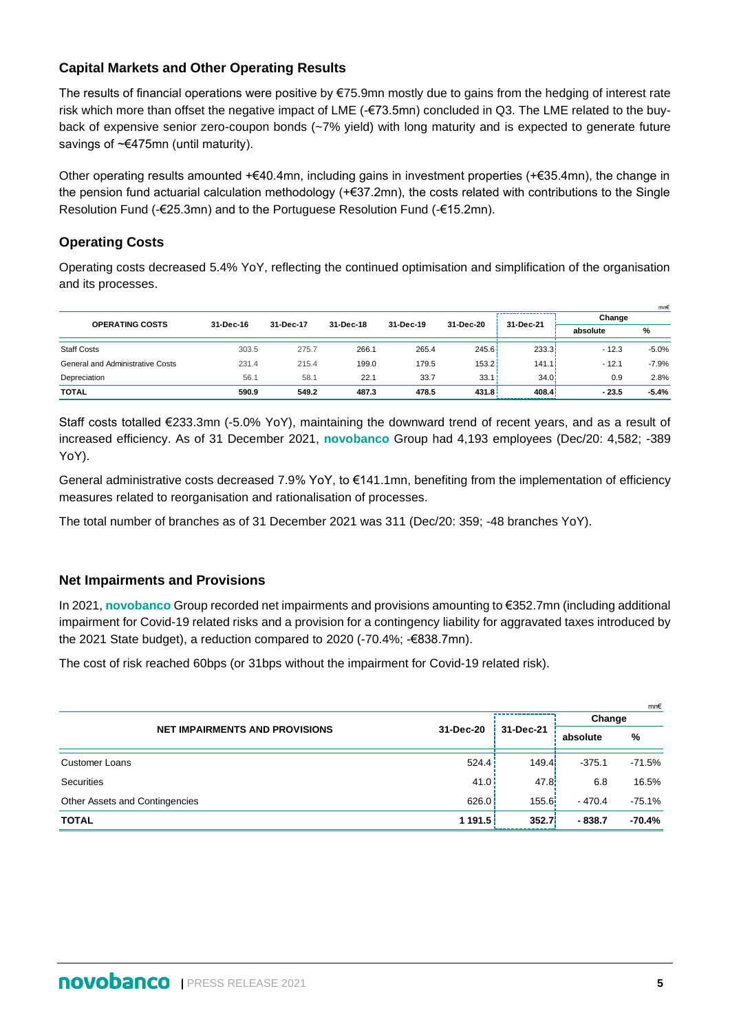### Capital Markets and Other Operating Results

The results of financial operations were positive by €75.9mn mostly due to gains from the hedging of interest rate risk which more than offset the negative impact of LME (-€73.5mn) concluded in Q3. The LME related to the buy-back of expensive senior zero-coupon bonds (~7% yield) with long maturity and is expected to generate future savings of ~€475mn (until maturity).

Other operating results amounted +€40.4mn, including gains in investment properties (+€35.4mn), the change in the pension fund actuarial calculation methodology (+€37.2mn), the costs related with contributions to the Single Resolution Fund (-€25.3mn) and to the Portuguese Resolution Fund (-€15.2mn).

### Operating Costs

Operating costs decreased 5.4% YoY, reflecting the continued optimisation and simplification of the organisation and its processes.

mn€

| OPERATING COSTS | 31-Dec-16 | 31-Dec-17 | 31-Dec-18 | 31-Dec-19 | 31-Dec-20 | 31-Dec-21 | Change | |
|---|---|---|---|---|---|---|---|---|
| | | | | | | | absolute | % |
| Staff Costs | 303.5 | 275.7 | 266.1 | 265.4 | 245.6 | 233.3 | - 12.3 | -5.0% |
| General and Administrative Costs | 231.4 | 215.4 | 199.0 | 179.5 | 153.2 | 141.1 | - 12.1 | -7.9% |
| Depreciation | 56.1 | 58.1 | 22.1 | 33.7 | 33.1 | 34.0 | 0.9 | 2.8% |
| **TOTAL** | **590.9** | **549.2** | **487.3** | **478.5** | **431.8** | **408.4** | **- 23.5** | **-5.4%** |

Staff costs totalled €233.3mn (-5.0% YoY), maintaining the downward trend of recent years, and as a result of increased efficiency. As of 31 December 2021, **novobanco** Group had 4,193 employees (Dec/20: 4,582; -389 YoY).

General administrative costs decreased 7.9% YoY, to €141.1mn, benefiting from the implementation of efficiency measures related to reorganisation and rationalisation of processes.

The total number of branches as of 31 December 2021 was 311 (Dec/20: 359; -48 branches YoY).

### Net Impairments and Provisions

In 2021, **novobanco** Group recorded net impairments and provisions amounting to €352.7mn (including additional impairment for Covid-19 related risks and a provision for a contingency liability for aggravated taxes introduced by the 2021 State budget), a reduction compared to 2020 (-70.4%; -€838.7mn).

The cost of risk reached 60bps (or 31bps without the impairment for Covid-19 related risk).

mn€

| NET IMPAIRMENTS AND PROVISIONS | 31-Dec-20 | 31-Dec-21 | Change | |
|---|---|---|---|---|
| | | | absolute | % |
| Customer Loans | 524.4 | 149.4 | -375.1 | -71.5% |
| Securities | 41.0 | 47.8 | 6.8 | 16.5% |
| Other Assets and Contingencies | 626.0 | 155.6 | - 470.4 | -75.1% |
| **TOTAL** | **1 191.5** | **352.7** | **- 838.7** | **-70.4%** |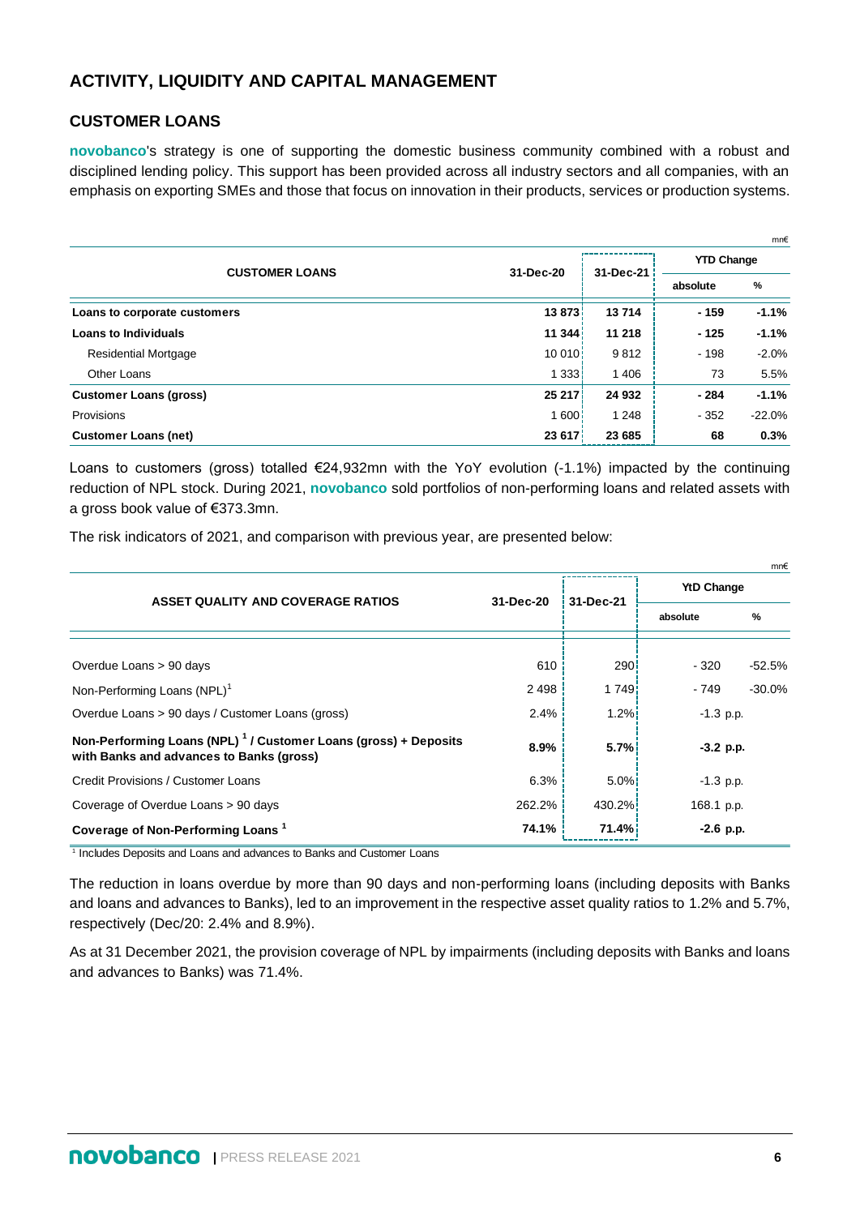## ACTIVITY, LIQUIDITY AND CAPITAL MANAGEMENT

### CUSTOMER LOANS

**novobanco**'s strategy is one of supporting the domestic business community combined with a robust and disciplined lending policy. This support has been provided across all industry sectors and all companies, with an emphasis on exporting SMEs and those that focus on innovation in their products, services or production systems.

mn€

| CUSTOMER LOANS | 31-Dec-20 | 31-Dec-21 | YTD Change | |
|---|---|---|---|---|
| | | | absolute | % |
| **Loans to corporate customers** | **13 873** | **13 714** | **- 159** | **-1.1%** |
| **Loans to Individuals** | **11 344** | **11 218** | **- 125** | **-1.1%** |
| Residential Mortgage | 10 010 | 9 812 | - 198 | -2.0% |
| Other Loans | 1 333 | 1 406 | 73 | 5.5% |
| **Customer Loans (gross)** | **25 217** | **24 932** | **- 284** | **-1.1%** |
| Provisions | 1 600 | 1 248 | - 352 | -22.0% |
| **Customer Loans (net)** | **23 617** | **23 685** | **68** | **0.3%** |

Loans to customers (gross) totalled €24,932mn with the YoY evolution (-1.1%) impacted by the continuing reduction of NPL stock. During 2021, **novobanco** sold portfolios of non-performing loans and related assets with a gross book value of €373.3mn.

The risk indicators of 2021, and comparison with previous year, are presented below:

mn€

| ASSET QUALITY AND COVERAGE RATIOS | 31-Dec-20 | 31-Dec-21 | YtD Change | |
|---|---|---|---|---|
| | | | absolute | % |
| Overdue Loans > 90 days | 610 | 290 | - 320 | -52.5% |
| Non-Performing Loans (NPL)[1] | 2 498 | 1 749 | - 749 | -30.0% |
| Overdue Loans > 90 days / Customer Loans (gross) | 2.4% | 1.2% | -1.3 p.p. | |
| **Non-Performing Loans (NPL)[1] / Customer Loans (gross) + Deposits with Banks and advances to Banks (gross)** | **8.9%** | **5.7%** | **-3.2 p.p.** | |
| Credit Provisions / Customer Loans | 6.3% | 5.0% | -1.3 p.p. | |
| Coverage of Overdue Loans > 90 days | 262.2% | 430.2% | 168.1 p.p. | |
| **Coverage of Non-Performing Loans [1]** | **74.1%** | **71.4%** | **-2.6 p.p.** | |

[1] Includes Deposits and Loans and advances to Banks and Customer Loans

The reduction in loans overdue by more than 90 days and non-performing loans (including deposits with Banks and loans and advances to Banks), led to an improvement in the respective asset quality ratios to 1.2% and 5.7%, respectively (Dec/20: 2.4% and 8.9%).

As at 31 December 2021, the provision coverage of NPL by impairments (including deposits with Banks and loans and advances to Banks) was 71.4%.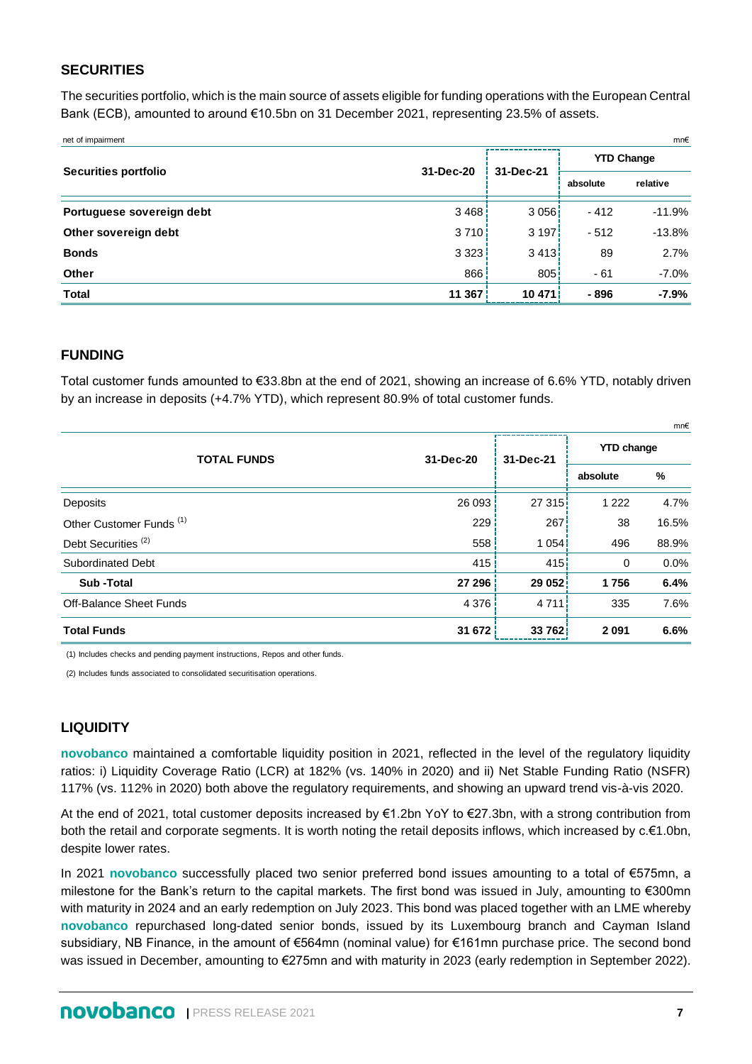## SECURITIES

The securities portfolio, which is the main source of assets eligible for funding operations with the European Central Bank (ECB), amounted to around €10.5bn on 31 December 2021, representing 23.5% of assets.

net of impairment mn€

| Securities portfolio | 31-Dec-20 | 31-Dec-21 | YTD Change | |
|---|---|---|---|---|
| | | | absolute | relative |
| **Portuguese sovereign debt** | 3 468 | 3 056 | - 412 | -11.9% |
| **Other sovereign debt** | 3 710 | 3 197 | - 512 | -13.8% |
| **Bonds** | 3 323 | 3 413 | 89 | 2.7% |
| **Other** | 866 | 805 | - 61 | -7.0% |
| **Total** | **11 367** | **10 471** | **- 896** | **-7.9%** |

## FUNDING

Total customer funds amounted to €33.8bn at the end of 2021, showing an increase of 6.6% YTD, notably driven by an increase in deposits (+4.7% YTD), which represent 80.9% of total customer funds.

mn€

| TOTAL FUNDS | 31-Dec-20 | 31-Dec-21 | YTD change | |
|---|---|---|---|---|
| | | | absolute | % |
| Deposits | 26 093 | 27 315 | 1 222 | 4.7% |
| Other Customer Funds (1) | 229 | 267 | 38 | 16.5% |
| Debt Securities (2) | 558 | 1 054 | 496 | 88.9% |
| Subordinated Debt | 415 | 415 | 0 | 0.0% |
| **Sub -Total** | **27 296** | **29 052** | **1 756** | **6.4%** |
| Off-Balance Sheet Funds | 4 376 | 4 711 | 335 | 7.6% |
| **Total Funds** | **31 672** | **33 762** | **2 091** | **6.6%** |

(1) Includes checks and pending payment instructions, Repos and other funds.

(2) Includes funds associated to consolidated securitisation operations.

## LIQUIDITY

**novobanco** maintained a comfortable liquidity position in 2021, reflected in the level of the regulatory liquidity ratios: i) Liquidity Coverage Ratio (LCR) at 182% (vs. 140% in 2020) and ii) Net Stable Funding Ratio (NSFR) 117% (vs. 112% in 2020) both above the regulatory requirements, and showing an upward trend vis-à-vis 2020.

At the end of 2021, total customer deposits increased by €1.2bn YoY to €27.3bn, with a strong contribution from both the retail and corporate segments. It is worth noting the retail deposits inflows, which increased by c.€1.0bn, despite lower rates.

In 2021 **novobanco** successfully placed two senior preferred bond issues amounting to a total of €575mn, a milestone for the Bank's return to the capital markets. The first bond was issued in July, amounting to €300mn with maturity in 2024 and an early redemption on July 2023. This bond was placed together with an LME whereby **novobanco** repurchased long-dated senior bonds, issued by its Luxembourg branch and Cayman Island subsidiary, NB Finance, in the amount of €564mn (nominal value) for €161mn purchase price. The second bond was issued in December, amounting to €275mn and with maturity in 2023 (early redemption in September 2022).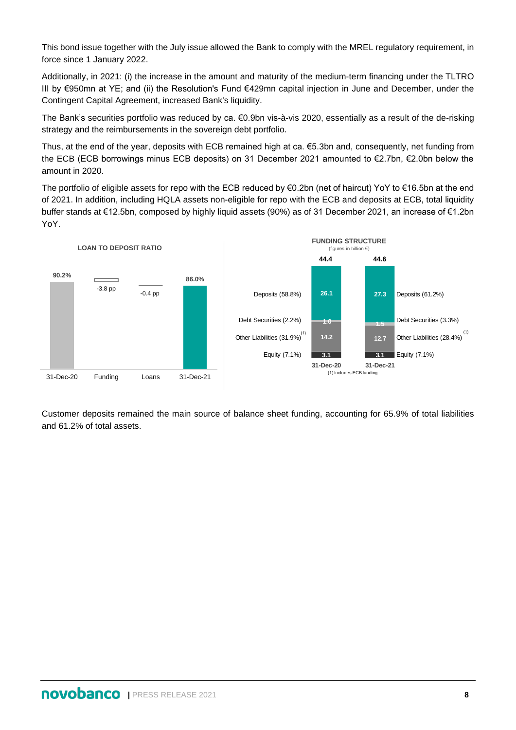This bond issue together with the July issue allowed the Bank to comply with the MREL regulatory requirement, in force since 1 January 2022.

Additionally, in 2021: (i) the increase in the amount and maturity of the medium-term financing under the TLTRO III by €950mn at YE; and (ii) the Resolution's Fund €429mn capital injection in June and December, under the Contingent Capital Agreement, increased Bank's liquidity.

The Bank's securities portfolio was reduced by ca. €0.9bn vis-à-vis 2020, essentially as a result of the de-risking strategy and the reimbursements in the sovereign debt portfolio.

Thus, at the end of the year, deposits with ECB remained high at ca. €5.3bn and, consequently, net funding from the ECB (ECB borrowings minus ECB deposits) on 31 December 2021 amounted to €2.7bn, €2.0bn below the amount in 2020.

The portfolio of eligible assets for repo with the ECB reduced by €0.2bn (net of haircut) YoY to €16.5bn at the end of 2021. In addition, including HQLA assets non-eligible for repo with the ECB and deposits at ECB, total liquidity buffer stands at €12.5bn, composed by highly liquid assets (90%) as of 31 December 2021, an increase of €1.2bn YoY.

LOAN TO DEPOSIT RATIO

90.2%
-3.8 pp
-0.4 pp
86.0%

31-Dec-20 | Funding | Loans | 31-Dec-21

FUNDING STRUCTURE
(figures in billion €)

44.4
44.6

Deposits (58.8%) 26.1 | 27.3 Deposits (61.2%)
Debt Securities (2.2%) 1.0 | 1.5 Debt Securities (3.3%)
Other Liabilities (31.9%)(1) 14.2 | 12.7 Other Liabilities (28.4%)(1)
Equity (7.1%) 3.1 | 3.1 Equity (7.1%)

31-Dec-20 | 31-Dec-21

(1) Includes ECB funding

Customer deposits remained the main source of balance sheet funding, accounting for 65.9% of total liabilities and 61.2% of total assets.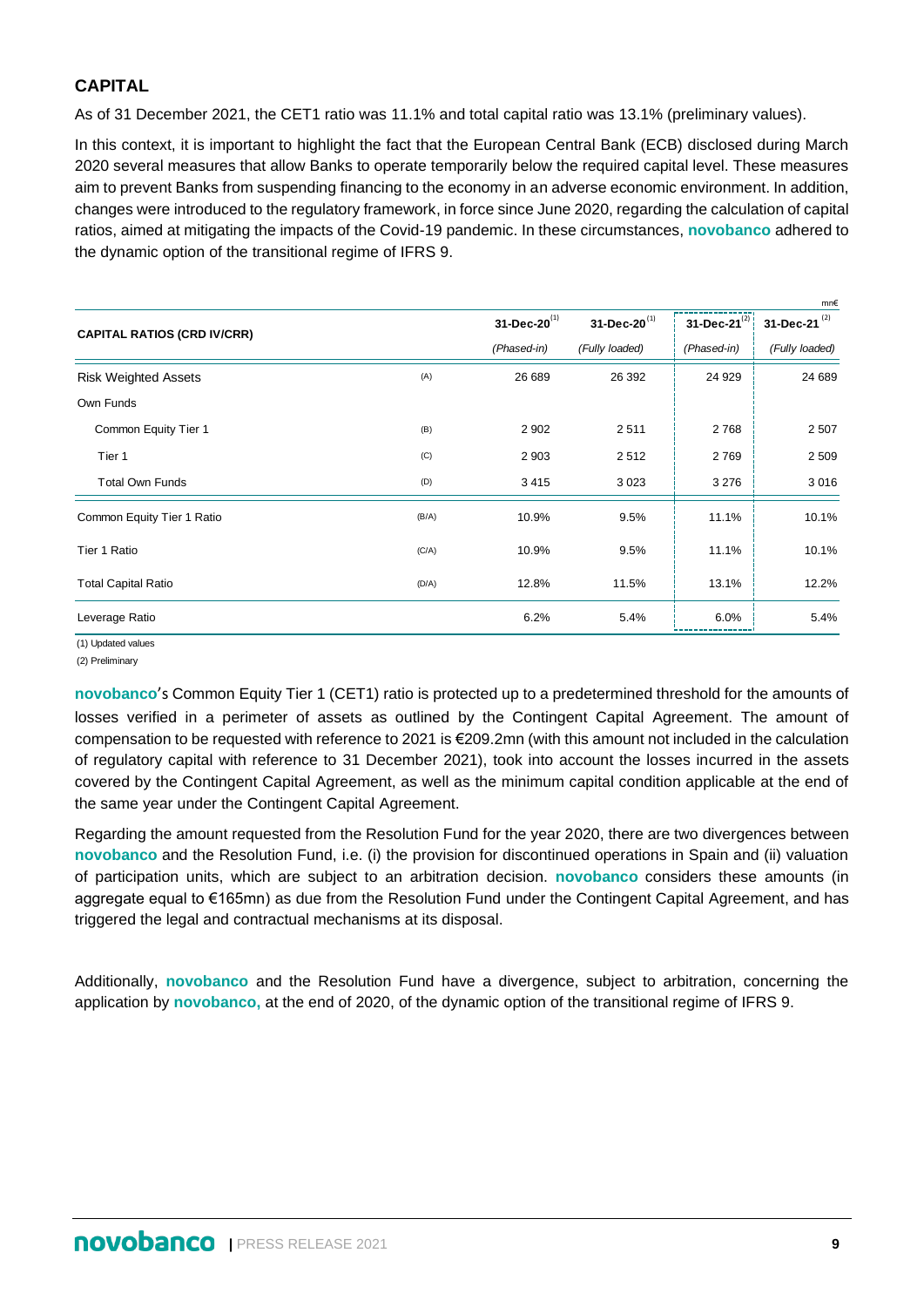## CAPITAL

As of 31 December 2021, the CET1 ratio was 11.1% and total capital ratio was 13.1% (preliminary values).

In this context, it is important to highlight the fact that the European Central Bank (ECB) disclosed during March 2020 several measures that allow Banks to operate temporarily below the required capital level. These measures aim to prevent Banks from suspending financing to the economy in an adverse economic environment. In addition, changes were introduced to the regulatory framework, in force since June 2020, regarding the calculation of capital ratios, aimed at mitigating the impacts of the Covid-19 pandemic. In these circumstances, **novobanco** adhered to the dynamic option of the transitional regime of IFRS 9.

mn€

| CAPITAL RATIOS (CRD IV/CRR) | | 31-Dec-20[1] (Phased-in) | 31-Dec-20[1] (Fully loaded) | 31-Dec-21[2] (Phased-in) | 31-Dec-21[2] (Fully loaded) |
|---|---|---|---|---|---|
| Risk Weighted Assets | (A) | 26 689 | 26 392 | 24 929 | 24 689 |
| Own Funds | | | | | |
| Common Equity Tier 1 | (B) | 2 902 | 2 511 | 2 768 | 2 507 |
| Tier 1 | (C) | 2 903 | 2 512 | 2 769 | 2 509 |
| Total Own Funds | (D) | 3 415 | 3 023 | 3 276 | 3 016 |
| Common Equity Tier 1 Ratio | (B/A) | 10.9% | 9.5% | 11.1% | 10.1% |
| Tier 1 Ratio | (C/A) | 10.9% | 9.5% | 11.1% | 10.1% |
| Total Capital Ratio | (D/A) | 12.8% | 11.5% | 13.1% | 12.2% |
| Leverage Ratio | | 6.2% | 5.4% | 6.0% | 5.4% |

(1) Updated values

(2) Preliminary

**novobanco**'s Common Equity Tier 1 (CET1) ratio is protected up to a predetermined threshold for the amounts of losses verified in a perimeter of assets as outlined by the Contingent Capital Agreement. The amount of compensation to be requested with reference to 2021 is €209.2mn (with this amount not included in the calculation of regulatory capital with reference to 31 December 2021), took into account the losses incurred in the assets covered by the Contingent Capital Agreement, as well as the minimum capital condition applicable at the end of the same year under the Contingent Capital Agreement.

Regarding the amount requested from the Resolution Fund for the year 2020, there are two divergences between **novobanco** and the Resolution Fund, i.e. (i) the provision for discontinued operations in Spain and (ii) valuation of participation units, which are subject to an arbitration decision. **novobanco** considers these amounts (in aggregate equal to €165mn) as due from the Resolution Fund under the Contingent Capital Agreement, and has triggered the legal and contractual mechanisms at its disposal.

Additionally, **novobanco** and the Resolution Fund have a divergence, subject to arbitration, concerning the application by **novobanco,** at the end of 2020, of the dynamic option of the transitional regime of IFRS 9.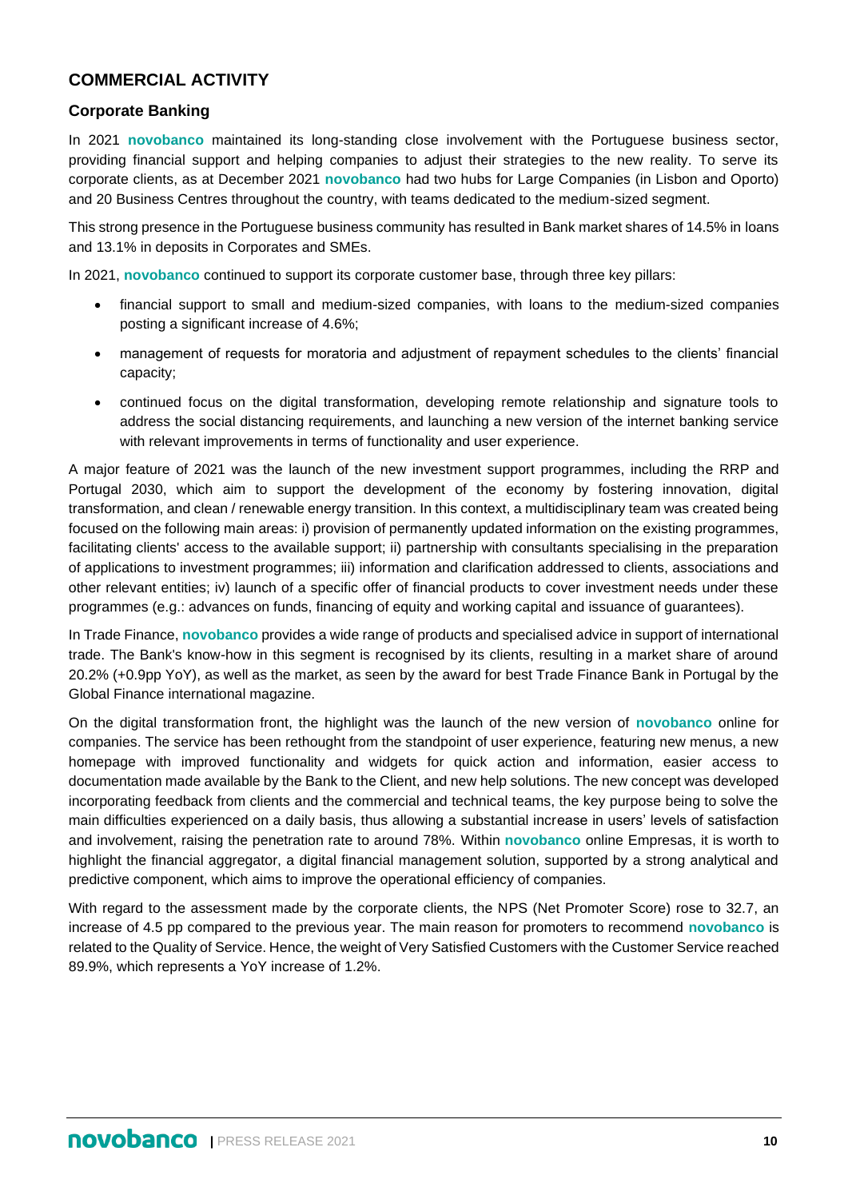## COMMERCIAL ACTIVITY

### Corporate Banking

In 2021 **novobanco** maintained its long-standing close involvement with the Portuguese business sector, providing financial support and helping companies to adjust their strategies to the new reality. To serve its corporate clients, as at December 2021 **novobanco** had two hubs for Large Companies (in Lisbon and Oporto) and 20 Business Centres throughout the country, with teams dedicated to the medium-sized segment.

This strong presence in the Portuguese business community has resulted in Bank market shares of 14.5% in loans and 13.1% in deposits in Corporates and SMEs.

In 2021, **novobanco** continued to support its corporate customer base, through three key pillars:

- financial support to small and medium-sized companies, with loans to the medium-sized companies posting a significant increase of 4.6%;
- management of requests for moratoria and adjustment of repayment schedules to the clients' financial capacity;
- continued focus on the digital transformation, developing remote relationship and signature tools to address the social distancing requirements, and launching a new version of the internet banking service with relevant improvements in terms of functionality and user experience.

A major feature of 2021 was the launch of the new investment support programmes, including the RRP and Portugal 2030, which aim to support the development of the economy by fostering innovation, digital transformation, and clean / renewable energy transition. In this context, a multidisciplinary team was created being focused on the following main areas: i) provision of permanently updated information on the existing programmes, facilitating clients' access to the available support; ii) partnership with consultants specialising in the preparation of applications to investment programmes; iii) information and clarification addressed to clients, associations and other relevant entities; iv) launch of a specific offer of financial products to cover investment needs under these programmes (e.g.: advances on funds, financing of equity and working capital and issuance of guarantees).

In Trade Finance, **novobanco** provides a wide range of products and specialised advice in support of international trade. The Bank's know-how in this segment is recognised by its clients, resulting in a market share of around 20.2% (+0.9pp YoY), as well as the market, as seen by the award for best Trade Finance Bank in Portugal by the Global Finance international magazine.

On the digital transformation front, the highlight was the launch of the new version of **novobanco** online for companies. The service has been rethought from the standpoint of user experience, featuring new menus, a new homepage with improved functionality and widgets for quick action and information, easier access to documentation made available by the Bank to the Client, and new help solutions. The new concept was developed incorporating feedback from clients and the commercial and technical teams, the key purpose being to solve the main difficulties experienced on a daily basis, thus allowing a substantial increase in users' levels of satisfaction and involvement, raising the penetration rate to around 78%. Within **novobanco** online Empresas, it is worth to highlight the financial aggregator, a digital financial management solution, supported by a strong analytical and predictive component, which aims to improve the operational efficiency of companies.

With regard to the assessment made by the corporate clients, the NPS (Net Promoter Score) rose to 32.7, an increase of 4.5 pp compared to the previous year. The main reason for promoters to recommend **novobanco** is related to the Quality of Service. Hence, the weight of Very Satisfied Customers with the Customer Service reached 89.9%, which represents a YoY increase of 1.2%.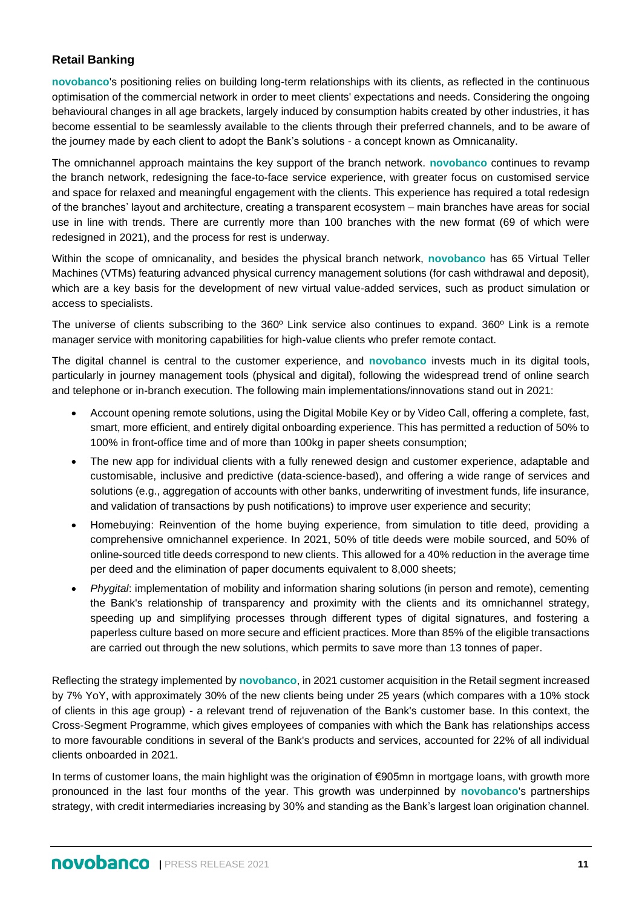### Retail Banking

**novobanco**'s positioning relies on building long-term relationships with its clients, as reflected in the continuous optimisation of the commercial network in order to meet clients' expectations and needs. Considering the ongoing behavioural changes in all age brackets, largely induced by consumption habits created by other industries, it has become essential to be seamlessly available to the clients through their preferred channels, and to be aware of the journey made by each client to adopt the Bank's solutions - a concept known as Omnicanality.

The omnichannel approach maintains the key support of the branch network. **novobanco** continues to revamp the branch network, redesigning the face-to-face service experience, with greater focus on customised service and space for relaxed and meaningful engagement with the clients. This experience has required a total redesign of the branches' layout and architecture, creating a transparent ecosystem – main branches have areas for social use in line with trends. There are currently more than 100 branches with the new format (69 of which were redesigned in 2021), and the process for rest is underway.

Within the scope of omnicanality, and besides the physical branch network, **novobanco** has 65 Virtual Teller Machines (VTMs) featuring advanced physical currency management solutions (for cash withdrawal and deposit), which are a key basis for the development of new virtual value-added services, such as product simulation or access to specialists.

The universe of clients subscribing to the 360º Link service also continues to expand. 360º Link is a remote manager service with monitoring capabilities for high-value clients who prefer remote contact.

The digital channel is central to the customer experience, and **novobanco** invests much in its digital tools, particularly in journey management tools (physical and digital), following the widespread trend of online search and telephone or in-branch execution. The following main implementations/innovations stand out in 2021:

- Account opening remote solutions, using the Digital Mobile Key or by Video Call, offering a complete, fast, smart, more efficient, and entirely digital onboarding experience. This has permitted a reduction of 50% to 100% in front-office time and of more than 100kg in paper sheets consumption;
- The new app for individual clients with a fully renewed design and customer experience, adaptable and customisable, inclusive and predictive (data-science-based), and offering a wide range of services and solutions (e.g., aggregation of accounts with other banks, underwriting of investment funds, life insurance, and validation of transactions by push notifications) to improve user experience and security;
- Homebuying: Reinvention of the home buying experience, from simulation to title deed, providing a comprehensive omnichannel experience. In 2021, 50% of title deeds were mobile sourced, and 50% of online-sourced title deeds correspond to new clients. This allowed for a 40% reduction in the average time per deed and the elimination of paper documents equivalent to 8,000 sheets;
- *Phygital*: implementation of mobility and information sharing solutions (in person and remote), cementing the Bank's relationship of transparency and proximity with the clients and its omnichannel strategy, speeding up and simplifying processes through different types of digital signatures, and fostering a paperless culture based on more secure and efficient practices. More than 85% of the eligible transactions are carried out through the new solutions, which permits to save more than 13 tonnes of paper.

Reflecting the strategy implemented by **novobanco**, in 2021 customer acquisition in the Retail segment increased by 7% YoY, with approximately 30% of the new clients being under 25 years (which compares with a 10% stock of clients in this age group) - a relevant trend of rejuvenation of the Bank's customer base. In this context, the Cross-Segment Programme, which gives employees of companies with which the Bank has relationships access to more favourable conditions in several of the Bank's products and services, accounted for 22% of all individual clients onboarded in 2021.

In terms of customer loans, the main highlight was the origination of €905mn in mortgage loans, with growth more pronounced in the last four months of the year. This growth was underpinned by **novobanco**'s partnerships strategy, with credit intermediaries increasing by 30% and standing as the Bank's largest loan origination channel.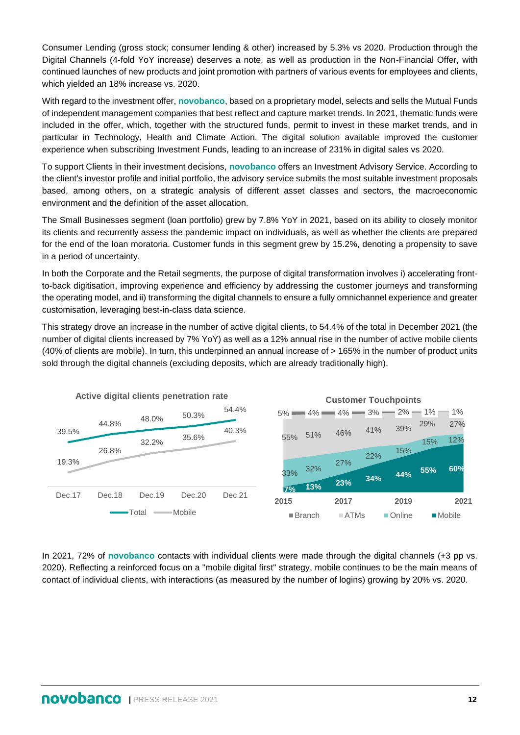Consumer Lending (gross stock; consumer lending & other) increased by 5.3% vs 2020. Production through the Digital Channels (4-fold YoY increase) deserves a note, as well as production in the Non-Financial Offer, with continued launches of new products and joint promotion with partners of various events for employees and clients, which yielded an 18% increase vs. 2020.

With regard to the investment offer, **novobanco**, based on a proprietary model, selects and sells the Mutual Funds of independent management companies that best reflect and capture market trends. In 2021, thematic funds were included in the offer, which, together with the structured funds, permit to invest in these market trends, and in particular in Technology, Health and Climate Action. The digital solution available improved the customer experience when subscribing Investment Funds, leading to an increase of 231% in digital sales vs 2020.

To support Clients in their investment decisions, **novobanco** offers an Investment Advisory Service. According to the client's investor profile and initial portfolio, the advisory service submits the most suitable investment proposals based, among others, on a strategic analysis of different asset classes and sectors, the macroeconomic environment and the definition of the asset allocation.

The Small Businesses segment (loan portfolio) grew by 7.8% YoY in 2021, based on its ability to closely monitor its clients and recurrently assess the pandemic impact on individuals, as well as whether the clients are prepared for the end of the loan moratoria. Customer funds in this segment grew by 15.2%, denoting a propensity to save in a period of uncertainty.

In both the Corporate and the Retail segments, the purpose of digital transformation involves i) accelerating front-to-back digitisation, improving experience and efficiency by addressing the customer journeys and transforming the operating model, and ii) transforming the digital channels to ensure a fully omnichannel experience and greater customisation, leveraging best-in-class data science.

This strategy drove an increase in the number of active digital clients, to 54.4% of the total in December 2021 (the number of digital clients increased by 7% YoY) as well as a 12% annual rise in the number of active mobile clients (40% of clients are mobile). In turn, this underpinned an annual increase of > 165% in the number of product units sold through the digital channels (excluding deposits, which are already traditionally high).

Active digital clients penetration rate

Total: 39.5%, 44.8%, 48.0%, 50.3%, 54.4%
Mobile: 19.3%, 26.8%, 32.2%, 35.6%, 40.3%
Dec.17, Dec.18, Dec.19, Dec.20, Dec.21

Customer Touchpoints

Branch: 5%, 4%, 4%, 3%, 2%, 1%, 1%
ATMs: 55%, 51%, 46%, 41%, 39%, 29%, 27%
Online: 33%, 32%, 27%, 22%, 15%, 15%, 12%
Mobile: 7%, 13%, 23%, 34%, 44%, 55%, 60%
2015, 2017, 2019, 2021

In 2021, 72% of **novobanco** contacts with individual clients were made through the digital channels (+3 pp vs. 2020). Reflecting a reinforced focus on a "mobile digital first" strategy, mobile continues to be the main means of contact of individual clients, with interactions (as measured by the number of logins) growing by 20% vs. 2020.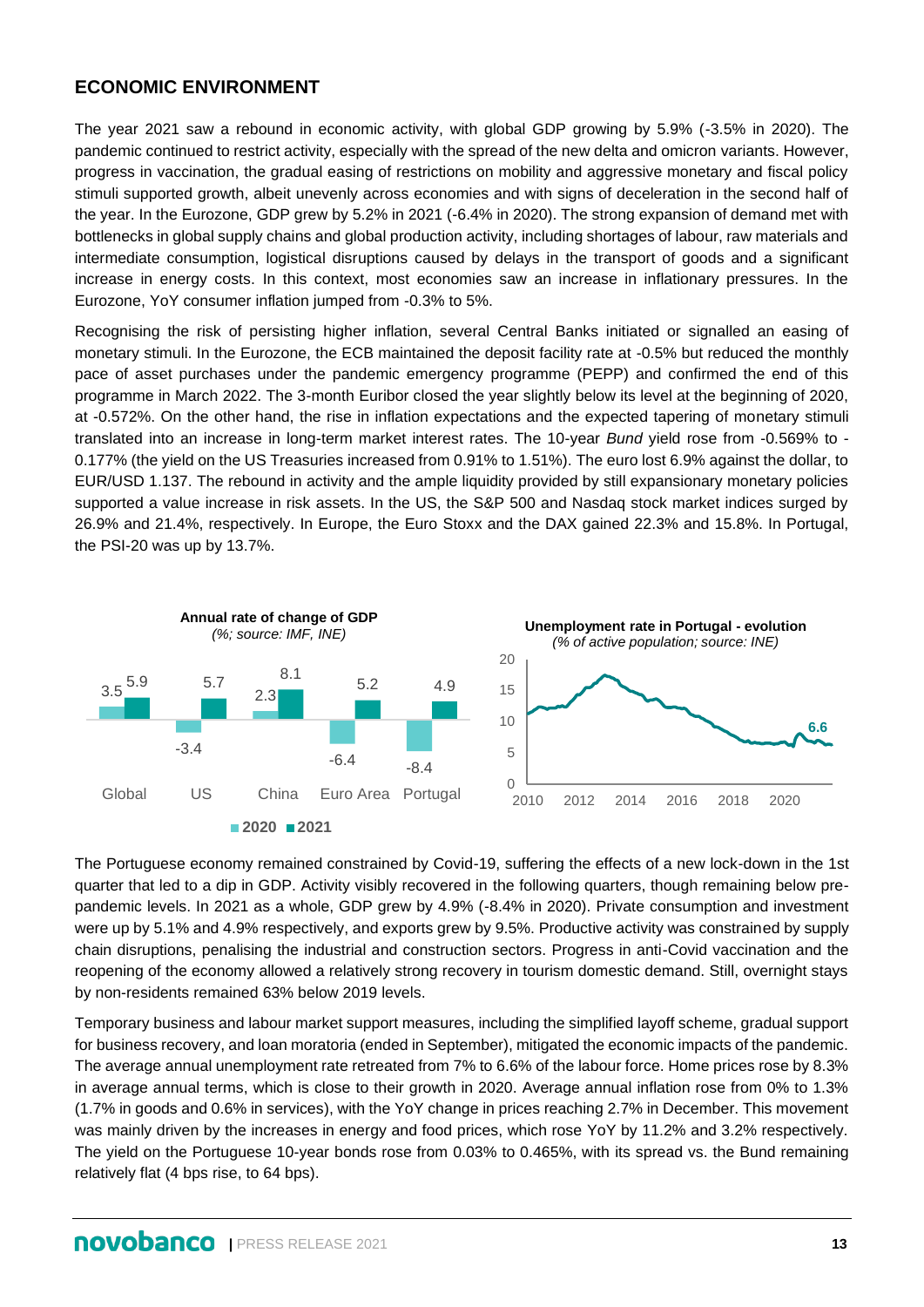## ECONOMIC ENVIRONMENT

The year 2021 saw a rebound in economic activity, with global GDP growing by 5.9% (-3.5% in 2020). The pandemic continued to restrict activity, especially with the spread of the new delta and omicron variants. However, progress in vaccination, the gradual easing of restrictions on mobility and aggressive monetary and fiscal policy stimuli supported growth, albeit unevenly across economies and with signs of deceleration in the second half of the year. In the Eurozone, GDP grew by 5.2% in 2021 (-6.4% in 2020). The strong expansion of demand met with bottlenecks in global supply chains and global production activity, including shortages of labour, raw materials and intermediate consumption, logistical disruptions caused by delays in the transport of goods and a significant increase in energy costs. In this context, most economies saw an increase in inflationary pressures. In the Eurozone, YoY consumer inflation jumped from -0.3% to 5%.

Recognising the risk of persisting higher inflation, several Central Banks initiated or signalled an easing of monetary stimuli. In the Eurozone, the ECB maintained the deposit facility rate at -0.5% but reduced the monthly pace of asset purchases under the pandemic emergency programme (PEPP) and confirmed the end of this programme in March 2022. The 3-month Euribor closed the year slightly below its level at the beginning of 2020, at -0.572%. On the other hand, the rise in inflation expectations and the expected tapering of monetary stimuli translated into an increase in long-term market interest rates. The 10-year *Bund* yield rose from -0.569% to -0.177% (the yield on the US Treasuries increased from 0.91% to 1.51%). The euro lost 6.9% against the dollar, to EUR/USD 1.137. The rebound in activity and the ample liquidity provided by still expansionary monetary policies supported a value increase in risk assets. In the US, the S&P 500 and Nasdaq stock market indices surged by 26.9% and 21.4%, respectively. In Europe, the Euro Stoxx and the DAX gained 22.3% and 15.8%. In Portugal, the PSI-20 was up by 13.7%.

**Annual rate of change of GDP**
*(%; source: IMF, INE)*

Global 3.5 5.9
US -3.4 5.7
China 2.3 8.1
Euro Area -6.4 5.2
Portugal -8.4 4.9

2020 2021

**Unemployment rate in Portugal - evolution**
*(% of active population; source: INE)*

0 5 10 15 20
2010 2012 2014 2016 2018 2020
6.6

The Portuguese economy remained constrained by Covid-19, suffering the effects of a new lock-down in the 1st quarter that led to a dip in GDP. Activity visibly recovered in the following quarters, though remaining below pre-pandemic levels. In 2021 as a whole, GDP grew by 4.9% (-8.4% in 2020). Private consumption and investment were up by 5.1% and 4.9% respectively, and exports grew by 9.5%. Productive activity was constrained by supply chain disruptions, penalising the industrial and construction sectors. Progress in anti-Covid vaccination and the reopening of the economy allowed a relatively strong recovery in tourism domestic demand. Still, overnight stays by non-residents remained 63% below 2019 levels.

Temporary business and labour market support measures, including the simplified layoff scheme, gradual support for business recovery, and loan moratoria (ended in September), mitigated the economic impacts of the pandemic. The average annual unemployment rate retreated from 7% to 6.6% of the labour force. Home prices rose by 8.3% in average annual terms, which is close to their growth in 2020. Average annual inflation rose from 0% to 1.3% (1.7% in goods and 0.6% in services), with the YoY change in prices reaching 2.7% in December. This movement was mainly driven by the increases in energy and food prices, which rose YoY by 11.2% and 3.2% respectively. The yield on the Portuguese 10-year bonds rose from 0.03% to 0.465%, with its spread vs. the Bund remaining relatively flat (4 bps rise, to 64 bps).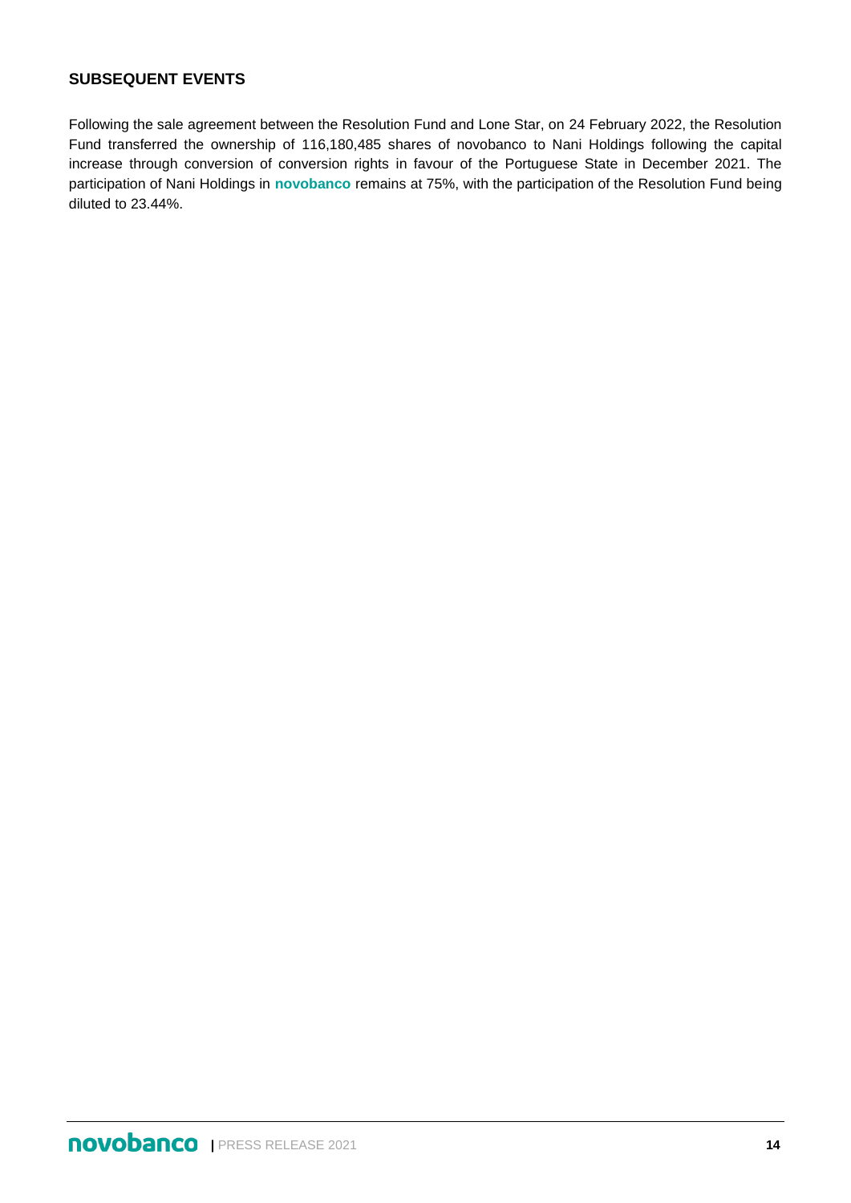## SUBSEQUENT EVENTS

Following the sale agreement between the Resolution Fund and Lone Star, on 24 February 2022, the Resolution Fund transferred the ownership of 116,180,485 shares of novobanco to Nani Holdings following the capital increase through conversion of conversion rights in favour of the Portuguese State in December 2021. The participation of Nani Holdings in **novobanco** remains at 75%, with the participation of the Resolution Fund being diluted to 23.44%.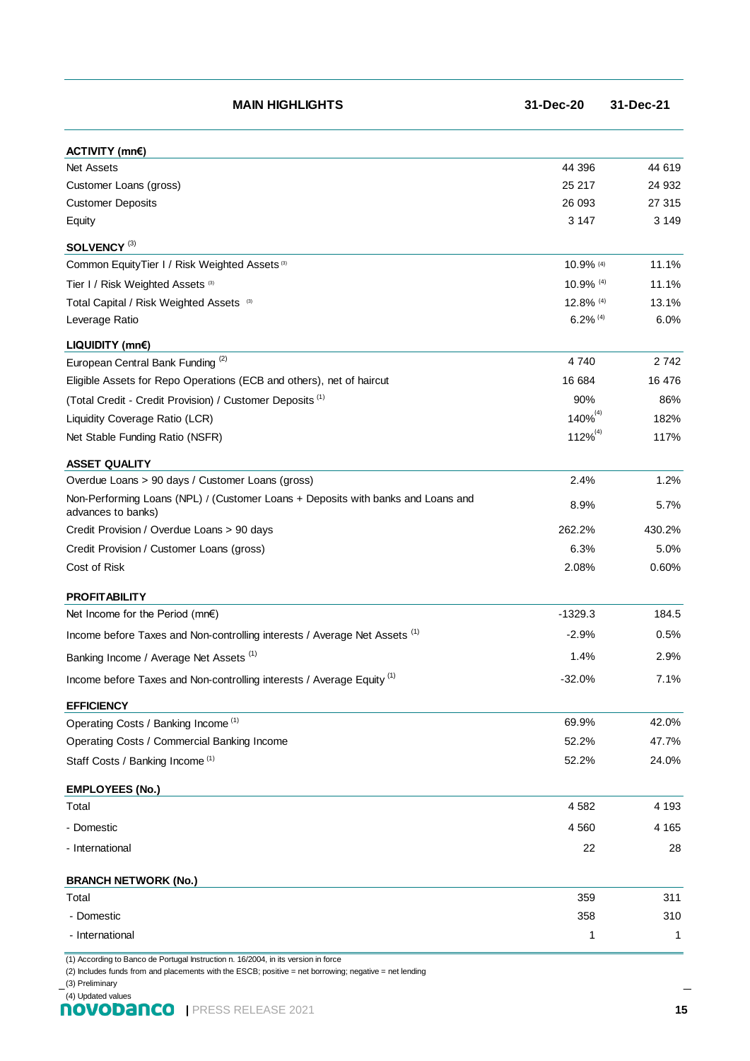| MAIN HIGHLIGHTS | 31-Dec-20 | 31-Dec-21 |
|---|---|---|
| **ACTIVITY (mn€)** | | |
| Net Assets | 44 396 | 44 619 |
| Customer Loans (gross) | 25 217 | 24 932 |
| Customer Deposits | 26 093 | 27 315 |
| Equity | 3 147 | 3 149 |
| **SOLVENCY [3]** | | |
| Common EquityTier I / Risk Weighted Assets [3] | 10.9% [4] | 11.1% |
| Tier I / Risk Weighted Assets [3] | 10.9% [4] | 11.1% |
| Total Capital / Risk Weighted Assets [3] | 12.8% [4] | 13.1% |
| Leverage Ratio | 6.2% [4] | 6.0% |
| **LIQUIDITY (mn€)** | | |
| European Central Bank Funding [2] | 4 740 | 2 742 |
| Eligible Assets for Repo Operations (ECB and others), net of haircut | 16 684 | 16 476 |
| (Total Credit - Credit Provision) / Customer Deposits [1] | 90% | 86% |
| Liquidity Coverage Ratio (LCR) | 140% [4] | 182% |
| Net Stable Funding Ratio (NSFR) | 112% [4] | 117% |
| **ASSET QUALITY** | | |
| Overdue Loans > 90 days / Customer Loans (gross) | 2.4% | 1.2% |
| Non-Performing Loans (NPL) / (Customer Loans + Deposits with banks and Loans and advances to banks) | 8.9% | 5.7% |
| Credit Provision / Overdue Loans > 90 days | 262.2% | 430.2% |
| Credit Provision / Customer Loans (gross) | 6.3% | 5.0% |
| Cost of Risk | 2.08% | 0.60% |
| **PROFITABILITY** | | |
| Net Income for the Period (mn€) | -1329.3 | 184.5 |
| Income before Taxes and Non-controlling interests / Average Net Assets [1] | -2.9% | 0.5% |
| Banking Income / Average Net Assets [1] | 1.4% | 2.9% |
| Income before Taxes and Non-controlling interests / Average Equity [1] | -32.0% | 7.1% |
| **EFFICIENCY** | | |
| Operating Costs / Banking Income [1] | 69.9% | 42.0% |
| Operating Costs / Commercial Banking Income | 52.2% | 47.7% |
| Staff Costs / Banking Income [1] | 52.2% | 24.0% |
| **EMPLOYEES (No.)** | | |
| Total | 4 582 | 4 193 |
| - Domestic | 4 560 | 4 165 |
| - International | 22 | 28 |
| **BRANCH NETWORK (No.)** | | |
| Total | 359 | 311 |
| - Domestic | 358 | 310 |
| - International | 1 | 1 |

(1) According to Banco de Portugal Instruction n. 16/2004, in its version in force

(2) Includes funds from and placements with the ESCB; positive = net borrowing; negative = net lending

(3) Preliminary

(4) Updated values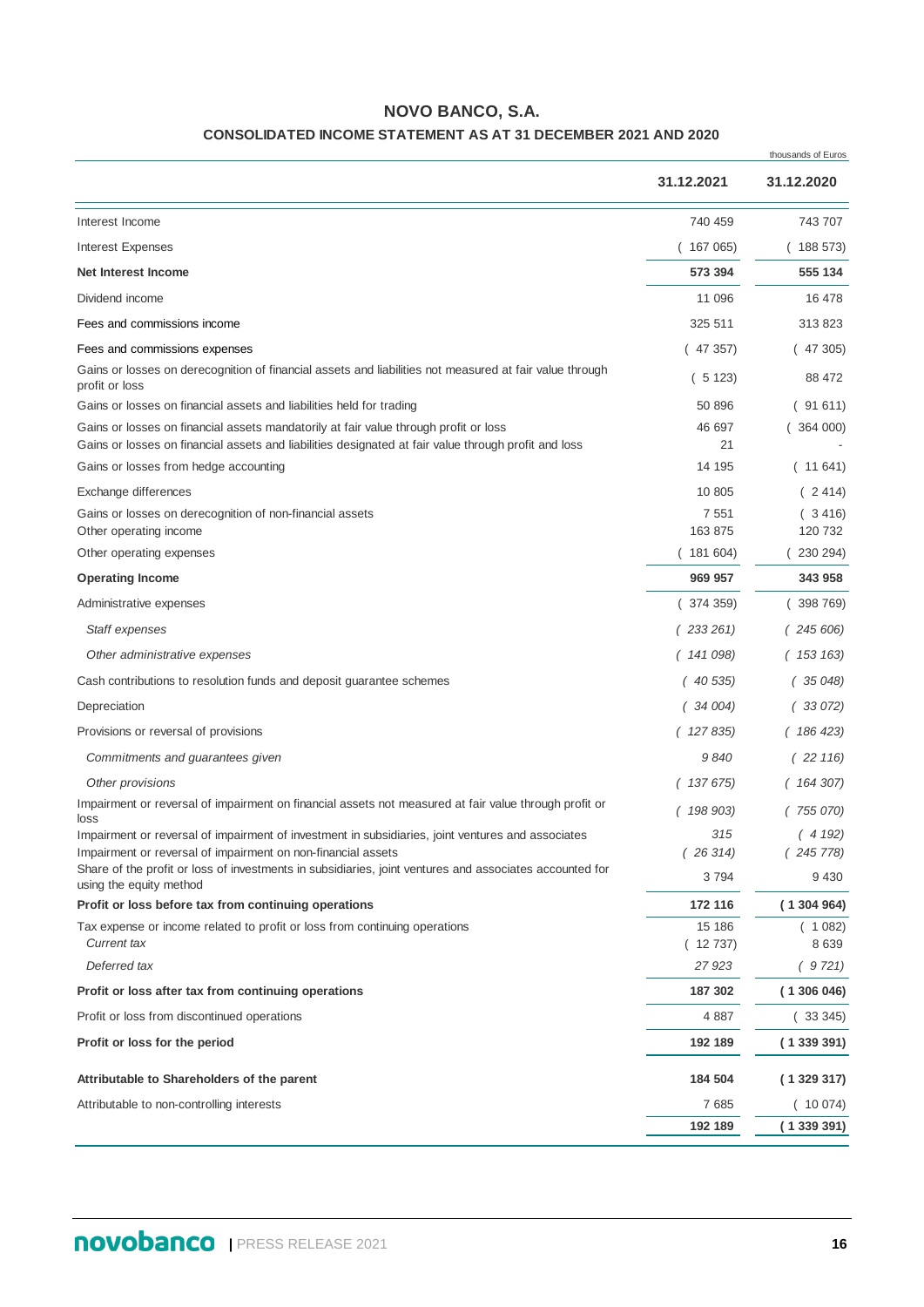# NOVO BANCO, S.A.

## CONSOLIDATED INCOME STATEMENT AS AT 31 DECEMBER 2021 AND 2020

thousands of Euros

| | 31.12.2021 | 31.12.2020 |
|---|---|---|
| Interest Income | 740 459 | 743 707 |
| Interest Expenses | ( 167 065) | ( 188 573) |
| **Net Interest Income** | **573 394** | **555 134** |
| Dividend income | 11 096 | 16 478 |
| Fees and commissions income | 325 511 | 313 823 |
| Fees and commissions expenses | ( 47 357) | ( 47 305) |
| Gains or losses on derecognition of financial assets and liabilities not measured at fair value through profit or loss | ( 5 123) | 88 472 |
| Gains or losses on financial assets and liabilities held for trading | 50 896 | ( 91 611) |
| Gains or losses on financial assets mandatorily at fair value through profit or loss | 46 697 | ( 364 000) |
| Gains or losses on financial assets and liabilities designated at fair value through profit and loss | 21 | - |
| Gains or losses from hedge accounting | 14 195 | ( 11 641) |
| Exchange differences | 10 805 | ( 2 414) |
| Gains or losses on derecognition of non-financial assets | 7 551 | ( 3 416) |
| Other operating income | 163 875 | 120 732 |
| Other operating expenses | ( 181 604) | ( 230 294) |
| **Operating Income** | **969 957** | **343 958** |
| Administrative expenses | ( 374 359) | ( 398 769) |
| *Staff expenses* | *( 233 261)* | *( 245 606)* |
| *Other administrative expenses* | *( 141 098)* | *( 153 163)* |
| Cash contributions to resolution funds and deposit guarantee schemes | ( 40 535) | ( 35 048) |
| Depreciation | ( 34 004) | ( 33 072) |
| Provisions or reversal of provisions | ( 127 835) | ( 186 423) |
| *Commitments and guarantees given* | *9 840* | *( 22 116)* |
| *Other provisions* | *( 137 675)* | *( 164 307)* |
| Impairment or reversal of impairment on financial assets not measured at fair value through profit or loss | ( 198 903) | ( 755 070) |
| Impairment or reversal of impairment of investment in subsidiaries, joint ventures and associates | 315 | ( 4 192) |
| Impairment or reversal of impairment on non-financial assets | ( 26 314) | ( 245 778) |
| Share of the profit or loss of investments in subsidiaries, joint ventures and associates accounted for using the equity method | 3 794 | 9 430 |
| **Profit or loss before tax from continuing operations** | **172 116** | **( 1 304 964)** |
| Tax expense or income related to profit or loss from continuing operations | 15 186 | ( 1 082) |
| *Current tax* | ( 12 737) | 8 639 |
| *Deferred tax* | *27 923* | *( 9 721)* |
| **Profit or loss after tax from continuing operations** | **187 302** | **( 1 306 046)** |
| Profit or loss from discontinued operations | 4 887 | ( 33 345) |
| **Profit or loss for the period** | **192 189** | **( 1 339 391)** |
| **Attributable to Shareholders of the parent** | **184 504** | **( 1 329 317)** |
| Attributable to non-controlling interests | 7 685 | ( 10 074) |
| | **192 189** | **( 1 339 391)** |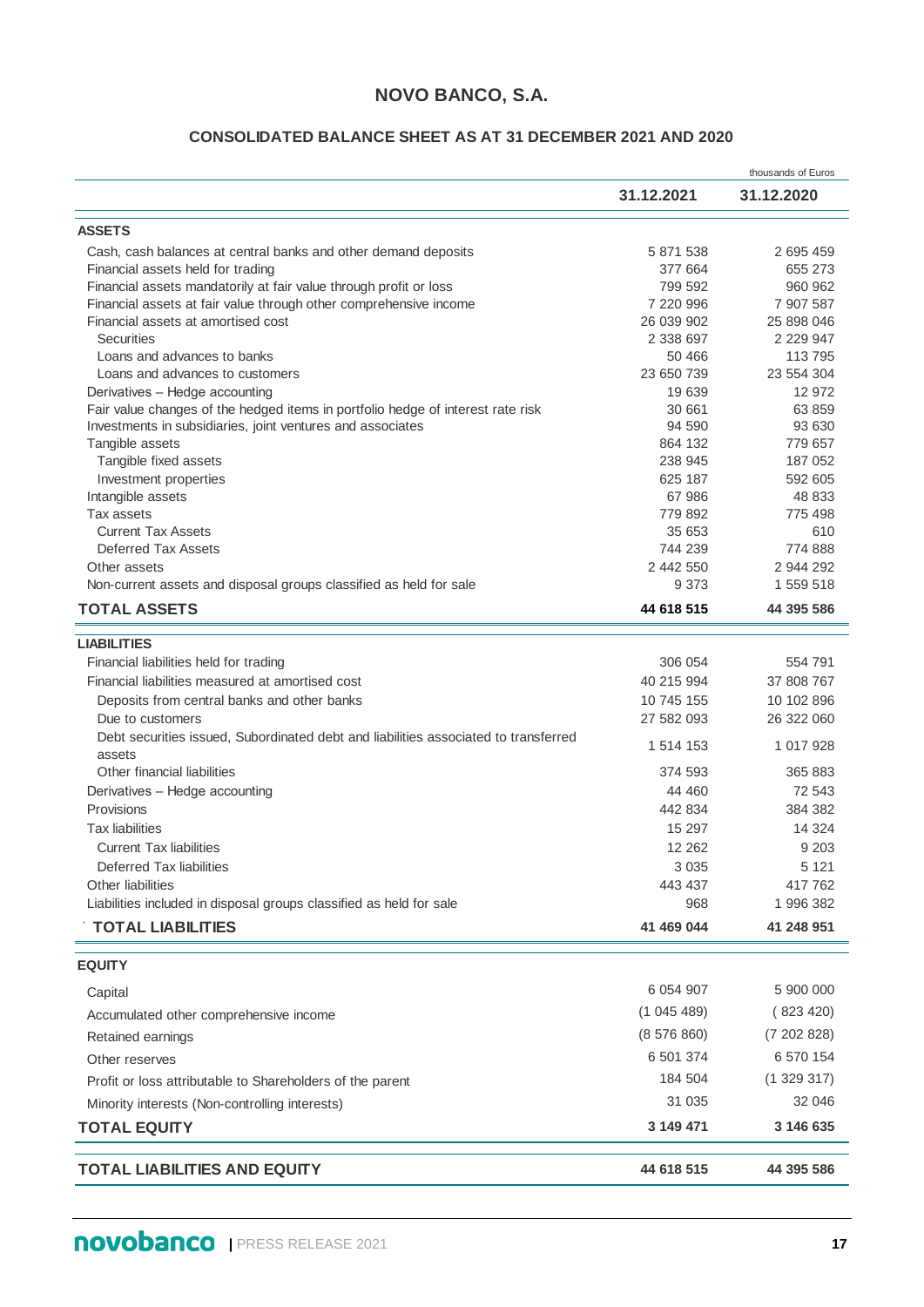# NOVO BANCO, S.A.

## CONSOLIDATED BALANCE SHEET AS AT 31 DECEMBER 2021 AND 2020

thousands of Euros

| | 31.12.2021 | 31.12.2020 |
|---|---|---|
| **ASSETS** | | |
| Cash, cash balances at central banks and other demand deposits | 5 871 538 | 2 695 459 |
| Financial assets held for trading | 377 664 | 655 273 |
| Financial assets mandatorily at fair value through profit or loss | 799 592 | 960 962 |
| Financial assets at fair value through other comprehensive income | 7 220 996 | 7 907 587 |
| Financial assets at amortised cost | 26 039 902 | 25 898 046 |
| Securities | 2 338 697 | 2 229 947 |
| Loans and advances to banks | 50 466 | 113 795 |
| Loans and advances to customers | 23 650 739 | 23 554 304 |
| Derivatives – Hedge accounting | 19 639 | 12 972 |
| Fair value changes of the hedged items in portfolio hedge of interest rate risk | 30 661 | 63 859 |
| Investments in subsidiaries, joint ventures and associates | 94 590 | 93 630 |
| Tangible assets | 864 132 | 779 657 |
| Tangible fixed assets | 238 945 | 187 052 |
| Investment properties | 625 187 | 592 605 |
| Intangible assets | 67 986 | 48 833 |
| Tax assets | 779 892 | 775 498 |
| Current Tax Assets | 35 653 | 610 |
| Deferred Tax Assets | 744 239 | 774 888 |
| Other assets | 2 442 550 | 2 944 292 |
| Non-current assets and disposal groups classified as held for sale | 9 373 | 1 559 518 |
| **TOTAL ASSETS** | **44 618 515** | **44 395 586** |
| **LIABILITIES** | | |
| Financial liabilities held for trading | 306 054 | 554 791 |
| Financial liabilities measured at amortised cost | 40 215 994 | 37 808 767 |
| Deposits from central banks and other banks | 10 745 155 | 10 102 896 |
| Due to customers | 27 582 093 | 26 322 060 |
| Debt securities issued, Subordinated debt and liabilities associated to transferred assets | 1 514 153 | 1 017 928 |
| Other financial liabilities | 374 593 | 365 883 |
| Derivatives – Hedge accounting | 44 460 | 72 543 |
| Provisions | 442 834 | 384 382 |
| Tax liabilities | 15 297 | 14 324 |
| Current Tax liabilities | 12 262 | 9 203 |
| Deferred Tax liabilities | 3 035 | 5 121 |
| Other liabilities | 443 437 | 417 762 |
| Liabilities included in disposal groups classified as held for sale | 968 | 1 996 382 |
| **TOTAL LIABILITIES** | **41 469 044** | **41 248 951** |
| **EQUITY** | | |
| Capital | 6 054 907 | 5 900 000 |
| Accumulated other comprehensive income | (1 045 489) | ( 823 420) |
| Retained earnings | (8 576 860) | (7 202 828) |
| Other reserves | 6 501 374 | 6 570 154 |
| Profit or loss attributable to Shareholders of the parent | 184 504 | (1 329 317) |
| Minority interests (Non-controlling interests) | 31 035 | 32 046 |
| **TOTAL EQUITY** | **3 149 471** | **3 146 635** |
| **TOTAL LIABILITIES AND EQUITY** | **44 618 515** | **44 395 586** |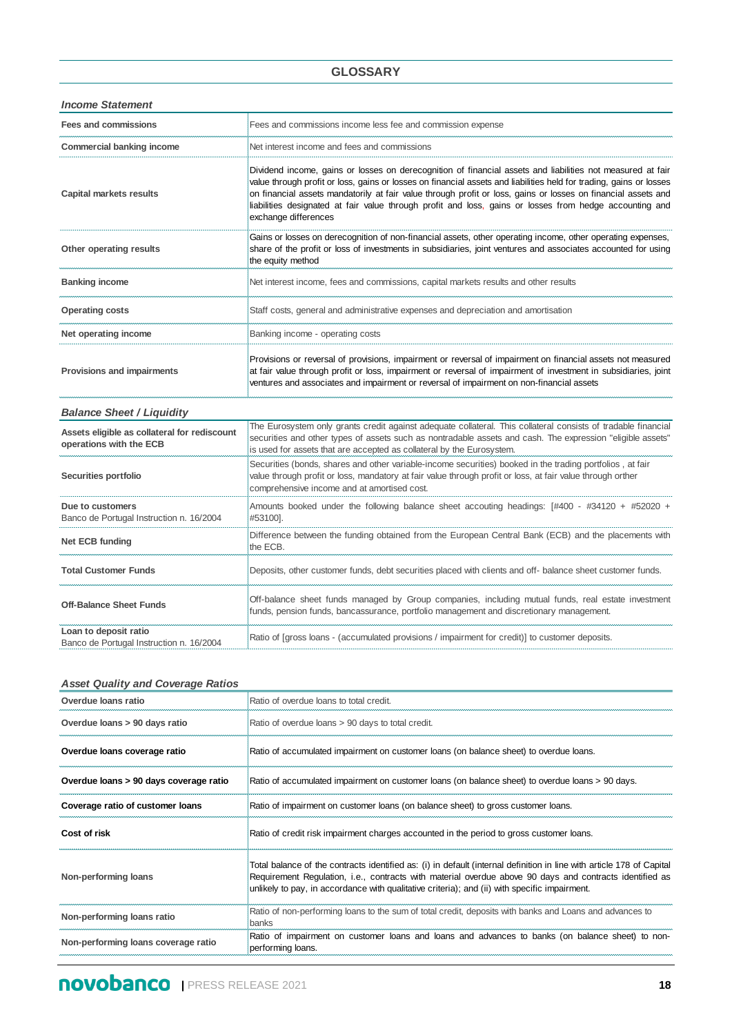## GLOSSARY

### *Income Statement*

| | |
|---|---|
| **Fees and commissions** | Fees and commissions income less fee and commission expense |
| **Commercial banking income** | Net interest income and fees and commissions |
| **Capital markets results** | Dividend income, gains or losses on derecognition of financial assets and liabilities not measured at fair value through profit or loss, gains or losses on financial assets and liabilities held for trading, gains or losses on financial assets mandatorily at fair value through profit or loss, gains or losses on financial assets and liabilities designated at fair value through profit and loss, gains or losses from hedge accounting and exchange differences |
| **Other operating results** | Gains or losses on derecognition of non-financial assets, other operating income, other operating expenses, share of the profit or loss of investments in subsidiaries, joint ventures and associates accounted for using the equity method |
| **Banking income** | Net interest income, fees and commissions, capital markets results and other results |
| **Operating costs** | Staff costs, general and administrative expenses and depreciation and amortisation |
| **Net operating income** | Banking income - operating costs |
| **Provisions and impairments** | Provisions or reversal of provisions, impairment or reversal of impairment on financial assets not measured at fair value through profit or loss, impairment or reversal of impairment of investment in subsidiaries, joint ventures and associates and impairment or reversal of impairment on non-financial assets |

### *Balance Sheet / Liquidity*

| | |
|---|---|
| **Assets eligible as collateral for rediscount operations with the ECB** | The Eurosystem only grants credit against adequate collateral. This collateral consists of tradable financial securities and other types of assets such as nontradable assets and cash. The expression "eligible assets" is used for assets that are accepted as collateral by the Eurosystem. |
| **Securities portfolio** | Securities (bonds, shares and other variable-income securities) booked in the trading portfolios , at fair value through profit or loss, mandatory at fair value through profit or loss, at fair value through orther comprehensive income and at amortised cost. |
| **Due to customers** Banco de Portugal Instruction n. 16/2004 | Amounts booked under the following balance sheet accouting headings: [#400 - #34120 + #52020 + #53100]. |
| **Net ECB funding** | Difference between the funding obtained from the European Central Bank (ECB) and the placements with the ECB. |
| **Total Customer Funds** | Deposits, other customer funds, debt securities placed with clients and off- balance sheet customer funds. |
| **Off-Balance Sheet Funds** | Off-balance sheet funds managed by Group companies, including mutual funds, real estate investment funds, pension funds, bancassurance, portfolio management and discretionary management. |
| **Loan to deposit ratio** Banco de Portugal Instruction n. 16/2004 | Ratio of [gross loans - (accumulated provisions / impairment for credit)] to customer deposits. |

### *Asset Quality and Coverage Ratios*

| | |
|---|---|
| **Overdue loans ratio** | Ratio of overdue loans to total credit. |
| **Overdue loans > 90 days ratio** | Ratio of overdue loans > 90 days to total credit. |
| **Overdue loans coverage ratio** | Ratio of accumulated impairment on customer loans (on balance sheet) to overdue loans. |
| **Overdue loans > 90 days coverage ratio** | Ratio of accumulated impairment on customer loans (on balance sheet) to overdue loans > 90 days. |
| **Coverage ratio of customer loans** | Ratio of impairment on customer loans (on balance sheet) to gross customer loans. |
| **Cost of risk** | Ratio of credit risk impairment charges accounted in the period to gross customer loans. |
| **Non-performing loans** | Total balance of the contracts identified as: (i) in default (internal definition in line with article 178 of Capital Requirement Regulation, i.e., contracts with material overdue above 90 days and contracts identified as unlikely to pay, in accordance with qualitative criteria); and (ii) with specific impairment. |
| **Non-performing loans ratio** | Ratio of non-performing loans to the sum of total credit, deposits with banks and Loans and advances to banks |
| **Non-performing loans coverage ratio** | Ratio of impairment on customer loans and loans and advances to banks (on balance sheet) to non-performing loans. |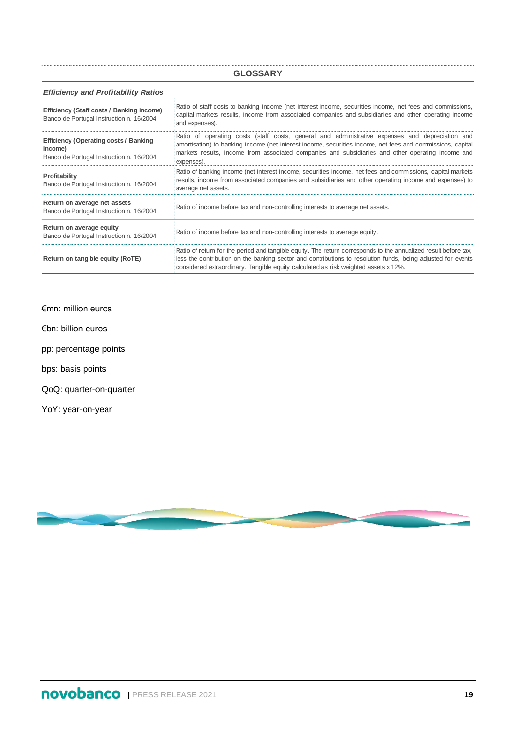## GLOSSARY

*Efficiency and Profitability Ratios*

| | |
|---|---|
| **Efficiency (Staff costs / Banking income)**<br>Banco de Portugal Instruction n. 16/2004 | Ratio of staff costs to banking income (net interest income, securities income, net fees and commissions, capital markets results, income from associated companies and subsidiaries and other operating income and expenses). |
| **Efficiency (Operating costs / Banking income)**<br>Banco de Portugal Instruction n. 16/2004 | Ratio of operating costs (staff costs, general and administrative expenses and depreciation and amortisation) to banking income (net interest income, securities income, net fees and commissions, capital markets results, income from associated companies and subsidiaries and other operating income and expenses). |
| **Profitability**<br>Banco de Portugal Instruction n. 16/2004 | Ratio of banking income (net interest income, securities income, net fees and commissions, capital markets results, income from associated companies and subsidiaries and other operating income and expenses) to average net assets. |
| **Return on average net assets**<br>Banco de Portugal Instruction n. 16/2004 | Ratio of income before tax and non-controlling interests to average net assets. |
| **Return on average equity**<br>Banco de Portugal Instruction n. 16/2004 | Ratio of income before tax and non-controlling interests to average equity. |
| **Return on tangible equity (RoTE)** | Ratio of return for the period and tangible equity. The return corresponds to the annualized result before tax, less the contribution on the banking sector and contributions to resolution funds, being adjusted for events considered extraordinary. Tangible equity calculated as risk weighted assets x 12%. |

€mn: million euros

€bn: billion euros

pp: percentage points

bps: basis points

QoQ: quarter-on-quarter

YoY: year-on-year